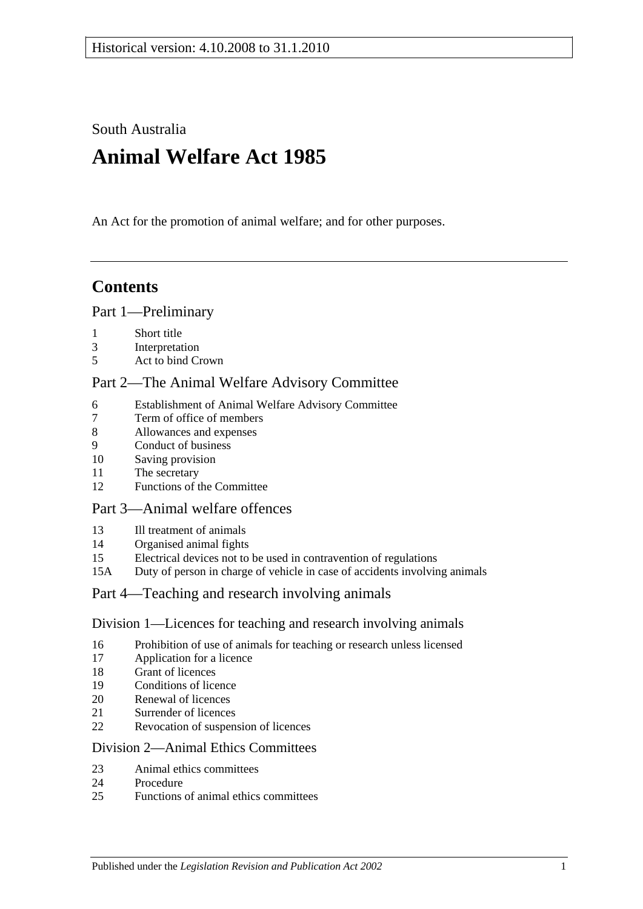Historical version: 4.10.2008 to 31.1.2010

South Australia

# Animal Welfare Act 1985

An Act for the promotion of animal welfare; and for other purposes.

## Contents

### Part 1—Preliminary

1 Short title
3 Interpretation
5 Act to bind Crown

### Part 2—The Animal Welfare Advisory Committee

6 Establishment of Animal Welfare Advisory Committee
7 Term of office of members
8 Allowances and expenses
9 Conduct of business
10 Saving provision
11 The secretary
12 Functions of the Committee

### Part 3—Animal welfare offences

13 Ill treatment of animals
14 Organised animal fights
15 Electrical devices not to be used in contravention of regulations
15A Duty of person in charge of vehicle in case of accidents involving animals

### Part 4—Teaching and research involving animals

#### Division 1—Licences for teaching and research involving animals

16 Prohibition of use of animals for teaching or research unless licensed
17 Application for a licence
18 Grant of licences
19 Conditions of licence
20 Renewal of licences
21 Surrender of licences
22 Revocation of suspension of licences

#### Division 2—Animal Ethics Committees

23 Animal ethics committees
24 Procedure
25 Functions of animal ethics committees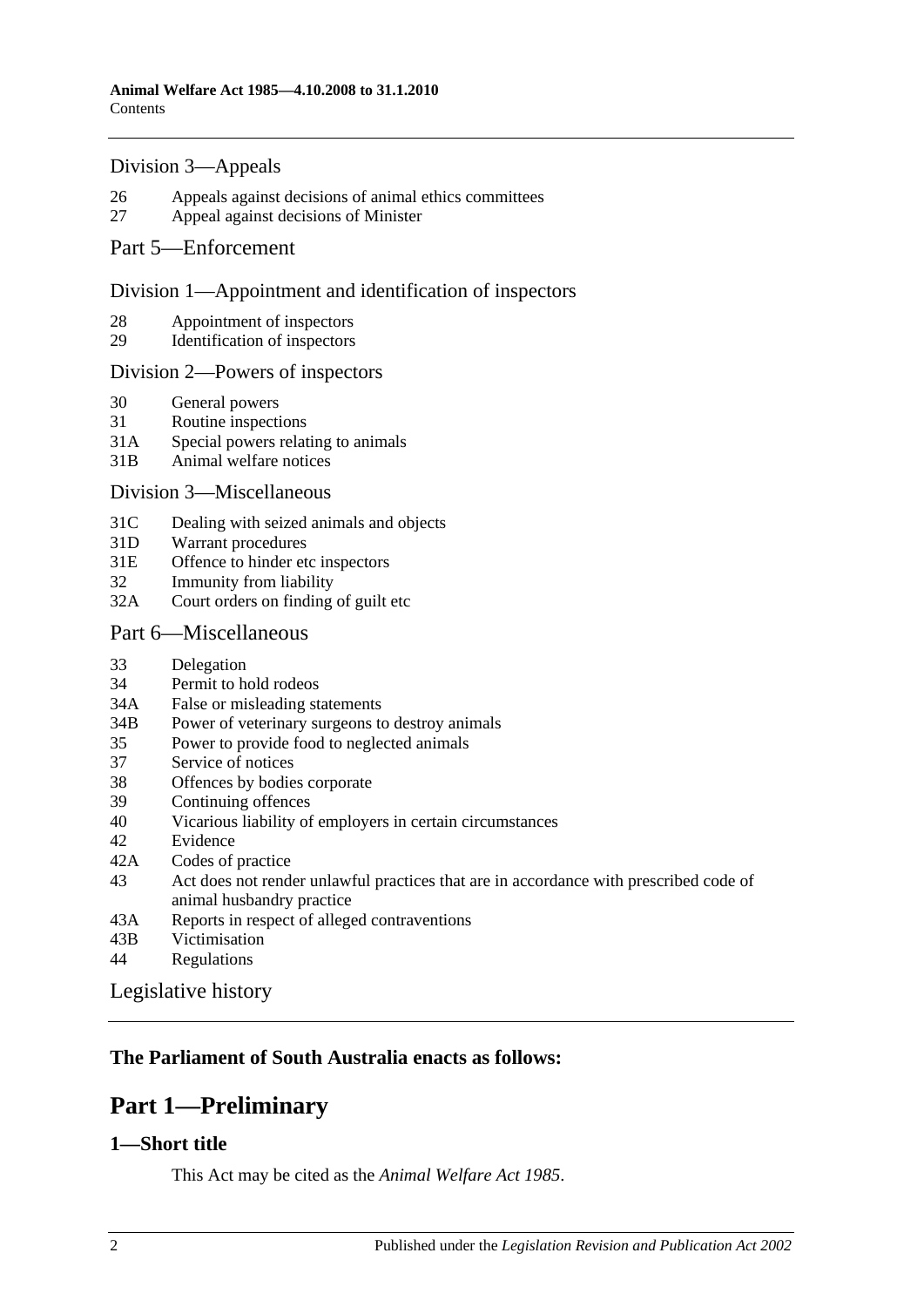Division 3—Appeals

26 Appeals against decisions of animal ethics committees
27 Appeal against decisions of Minister

Part 5—Enforcement

Division 1—Appointment and identification of inspectors

28 Appointment of inspectors
29 Identification of inspectors

Division 2—Powers of inspectors

30 General powers
31 Routine inspections
31A Special powers relating to animals
31B Animal welfare notices

Division 3—Miscellaneous

31C Dealing with seized animals and objects
31D Warrant procedures
31E Offence to hinder etc inspectors
32 Immunity from liability
32A Court orders on finding of guilt etc

Part 6—Miscellaneous

33 Delegation
34 Permit to hold rodeos
34A False or misleading statements
34B Power of veterinary surgeons to destroy animals
35 Power to provide food to neglected animals
37 Service of notices
38 Offences by bodies corporate
39 Continuing offences
40 Vicarious liability of employers in certain circumstances
42 Evidence
42A Codes of practice
43 Act does not render unlawful practices that are in accordance with prescribed code of animal husbandry practice
43A Reports in respect of alleged contraventions
43B Victimisation
44 Regulations

Legislative history

**The Parliament of South Australia enacts as follows:**

# Part 1—Preliminary

## 1—Short title

This Act may be cited as the *Animal Welfare Act 1985*.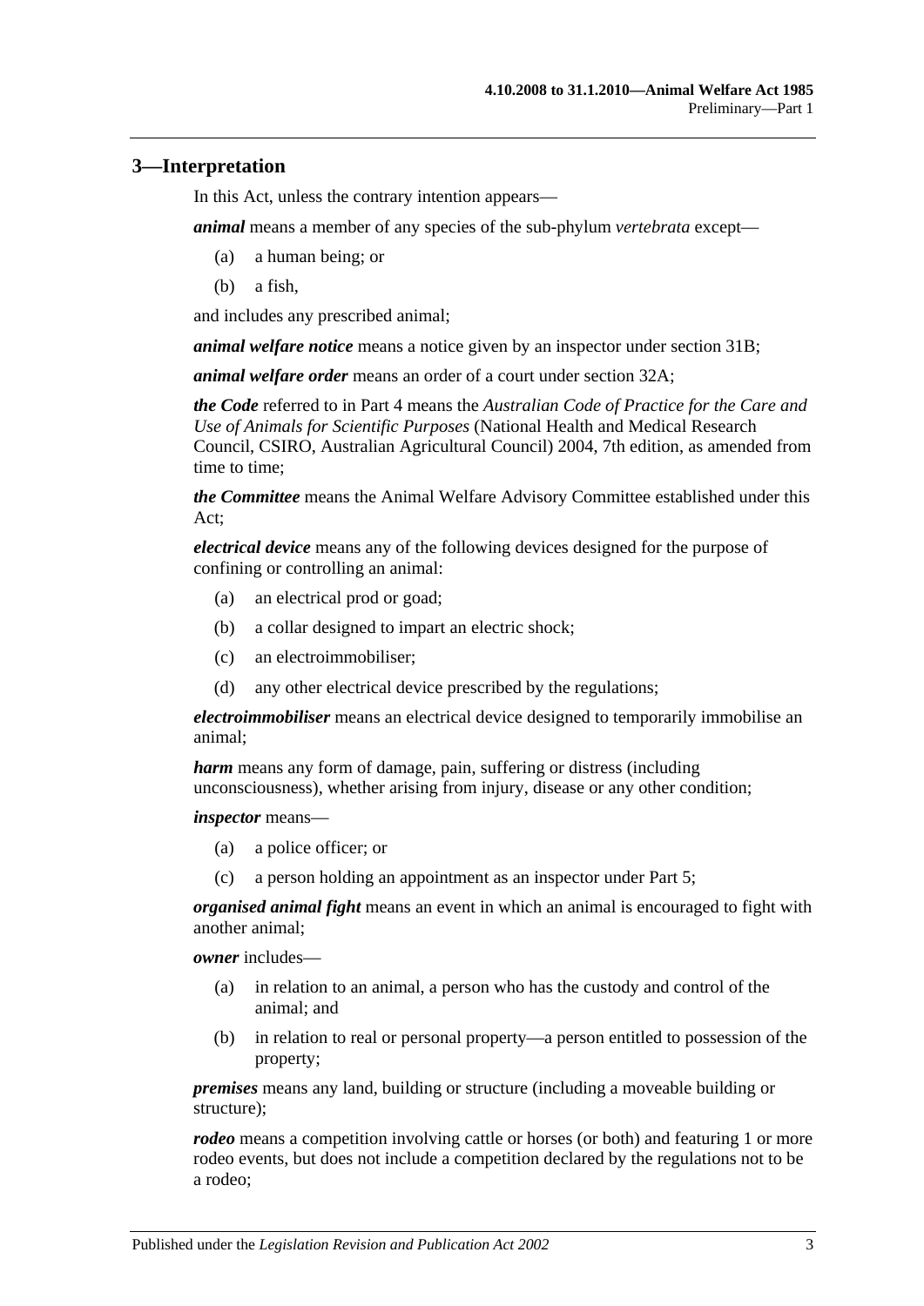## 3—Interpretation

In this Act, unless the contrary intention appears—

***animal*** means a member of any species of the sub-phylum *vertebrata* except—

- (a) a human being; or
- (b) a fish,

and includes any prescribed animal;

***animal welfare notice*** means a notice given by an inspector under section 31B;

***animal welfare order*** means an order of a court under section 32A;

***the Code*** referred to in Part 4 means the *Australian Code of Practice for the Care and Use of Animals for Scientific Purposes* (National Health and Medical Research Council, CSIRO, Australian Agricultural Council) 2004, 7th edition, as amended from time to time;

***the Committee*** means the Animal Welfare Advisory Committee established under this Act;

***electrical device*** means any of the following devices designed for the purpose of confining or controlling an animal:

- (a) an electrical prod or goad;
- (b) a collar designed to impart an electric shock;
- (c) an electroimmobiliser;
- (d) any other electrical device prescribed by the regulations;

***electroimmobiliser*** means an electrical device designed to temporarily immobilise an animal;

***harm*** means any form of damage, pain, suffering or distress (including unconsciousness), whether arising from injury, disease or any other condition;

***inspector*** means—

- (a) a police officer; or
- (c) a person holding an appointment as an inspector under Part 5;

***organised animal fight*** means an event in which an animal is encouraged to fight with another animal;

***owner*** includes—

- (a) in relation to an animal, a person who has the custody and control of the animal; and
- (b) in relation to real or personal property—a person entitled to possession of the property;

***premises*** means any land, building or structure (including a moveable building or structure);

***rodeo*** means a competition involving cattle or horses (or both) and featuring 1 or more rodeo events, but does not include a competition declared by the regulations not to be a rodeo;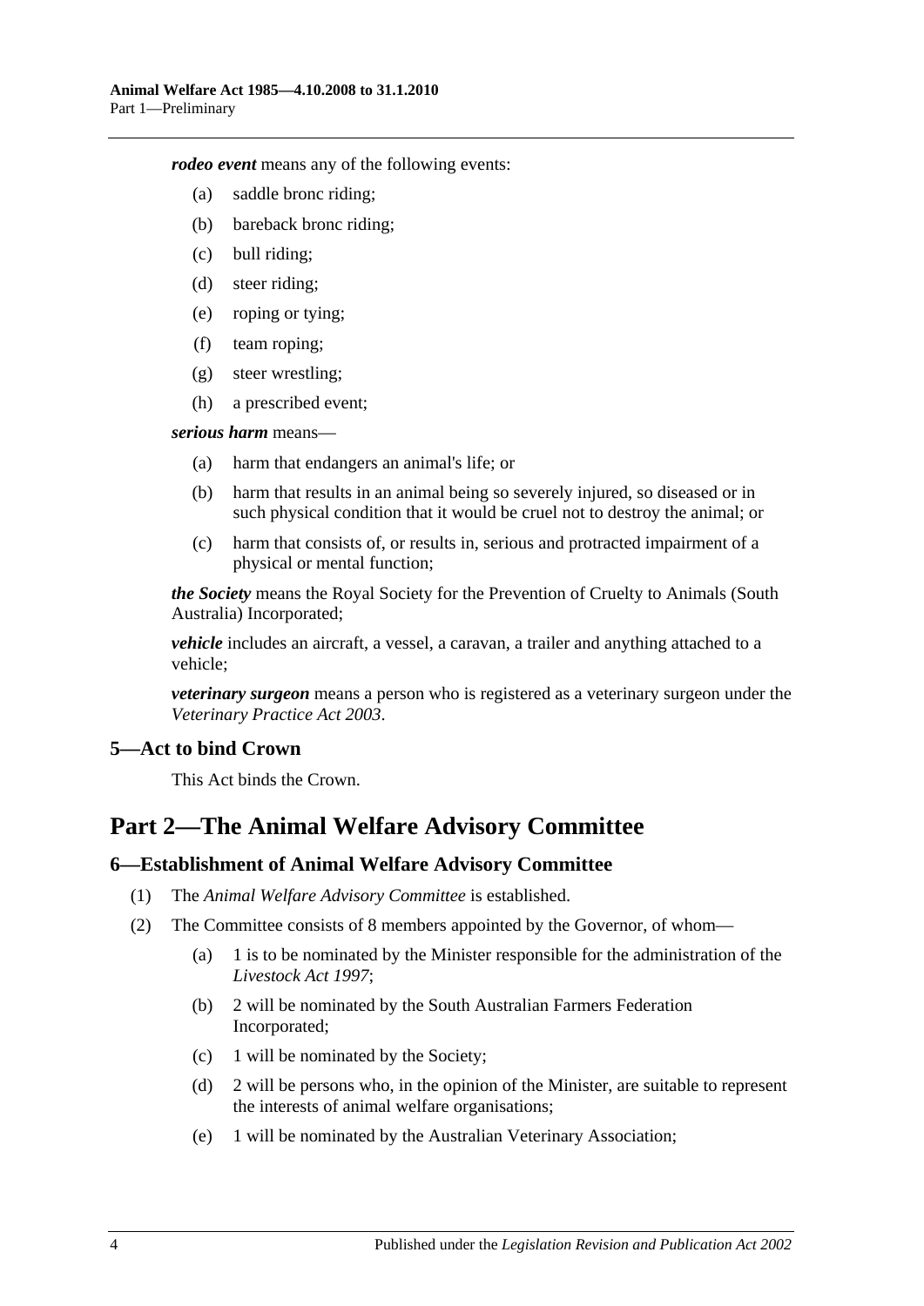***rodeo event*** means any of the following events:

(a) saddle bronc riding;

(b) bareback bronc riding;

(c) bull riding;

(d) steer riding;

(e) roping or tying;

(f) team roping;

(g) steer wrestling;

(h) a prescribed event;

***serious harm*** means—

(a) harm that endangers an animal's life; or

(b) harm that results in an animal being so severely injured, so diseased or in such physical condition that it would be cruel not to destroy the animal; or

(c) harm that consists of, or results in, serious and protracted impairment of a physical or mental function;

***the Society*** means the Royal Society for the Prevention of Cruelty to Animals (South Australia) Incorporated;

***vehicle*** includes an aircraft, a vessel, a caravan, a trailer and anything attached to a vehicle;

***veterinary surgeon*** means a person who is registered as a veterinary surgeon under the *Veterinary Practice Act 2003*.

### 5—Act to bind Crown

This Act binds the Crown.

## Part 2—The Animal Welfare Advisory Committee

### 6—Establishment of Animal Welfare Advisory Committee

(1) The *Animal Welfare Advisory Committee* is established.

(2) The Committee consists of 8 members appointed by the Governor, of whom—

(a) 1 is to be nominated by the Minister responsible for the administration of the *Livestock Act 1997*;

(b) 2 will be nominated by the South Australian Farmers Federation Incorporated;

(c) 1 will be nominated by the Society;

(d) 2 will be persons who, in the opinion of the Minister, are suitable to represent the interests of animal welfare organisations;

(e) 1 will be nominated by the Australian Veterinary Association;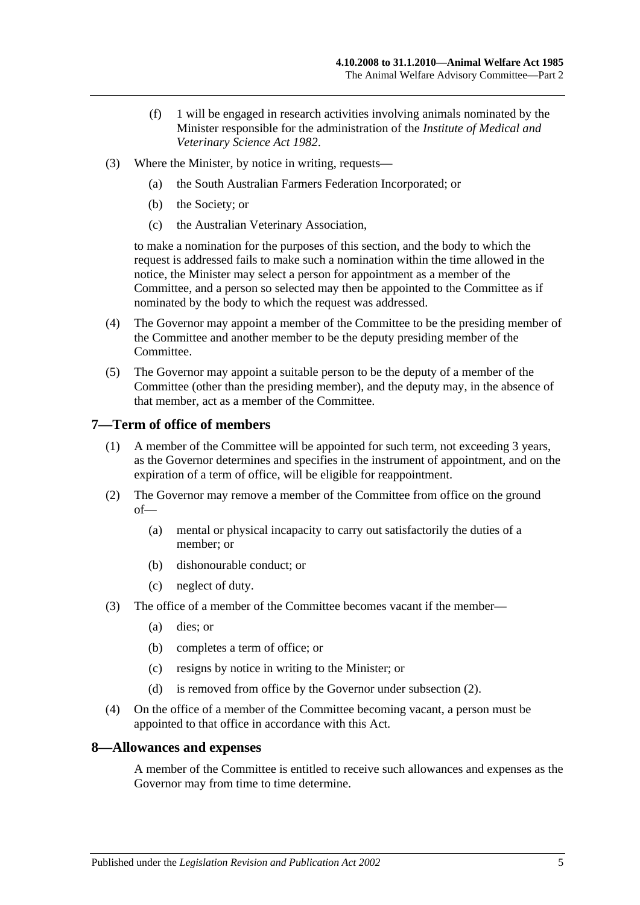(f) 1 will be engaged in research activities involving animals nominated by the Minister responsible for the administration of the *Institute of Medical and Veterinary Science Act 1982*.

(3) Where the Minister, by notice in writing, requests—

(a) the South Australian Farmers Federation Incorporated; or

(b) the Society; or

(c) the Australian Veterinary Association,

to make a nomination for the purposes of this section, and the body to which the request is addressed fails to make such a nomination within the time allowed in the notice, the Minister may select a person for appointment as a member of the Committee, and a person so selected may then be appointed to the Committee as if nominated by the body to which the request was addressed.

(4) The Governor may appoint a member of the Committee to be the presiding member of the Committee and another member to be the deputy presiding member of the Committee.

(5) The Governor may appoint a suitable person to be the deputy of a member of the Committee (other than the presiding member), and the deputy may, in the absence of that member, act as a member of the Committee.

## 7—Term of office of members

(1) A member of the Committee will be appointed for such term, not exceeding 3 years, as the Governor determines and specifies in the instrument of appointment, and on the expiration of a term of office, will be eligible for reappointment.

(2) The Governor may remove a member of the Committee from office on the ground of—

(a) mental or physical incapacity to carry out satisfactorily the duties of a member; or

(b) dishonourable conduct; or

(c) neglect of duty.

(3) The office of a member of the Committee becomes vacant if the member—

(a) dies; or

(b) completes a term of office; or

(c) resigns by notice in writing to the Minister; or

(d) is removed from office by the Governor under subsection (2).

(4) On the office of a member of the Committee becoming vacant, a person must be appointed to that office in accordance with this Act.

## 8—Allowances and expenses

A member of the Committee is entitled to receive such allowances and expenses as the Governor may from time to time determine.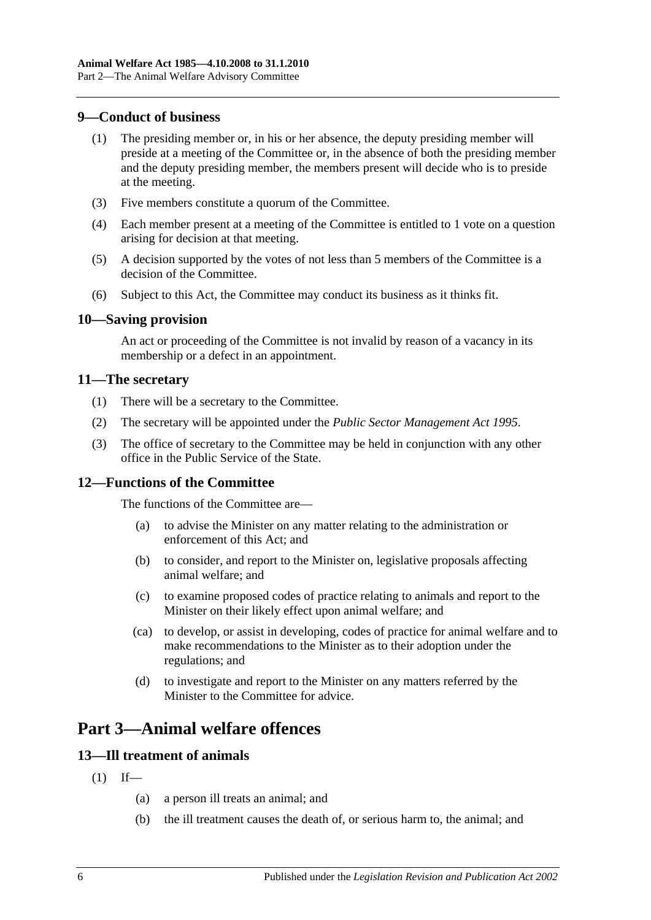## 9—Conduct of business

(1) The presiding member or, in his or her absence, the deputy presiding member will preside at a meeting of the Committee or, in the absence of both the presiding member and the deputy presiding member, the members present will decide who is to preside at the meeting.

(3) Five members constitute a quorum of the Committee.

(4) Each member present at a meeting of the Committee is entitled to 1 vote on a question arising for decision at that meeting.

(5) A decision supported by the votes of not less than 5 members of the Committee is a decision of the Committee.

(6) Subject to this Act, the Committee may conduct its business as it thinks fit.

## 10—Saving provision

An act or proceeding of the Committee is not invalid by reason of a vacancy in its membership or a defect in an appointment.

## 11—The secretary

(1) There will be a secretary to the Committee.

(2) The secretary will be appointed under the *Public Sector Management Act 1995*.

(3) The office of secretary to the Committee may be held in conjunction with any other office in the Public Service of the State.

## 12—Functions of the Committee

The functions of the Committee are—

(a) to advise the Minister on any matter relating to the administration or enforcement of this Act; and

(b) to consider, and report to the Minister on, legislative proposals affecting animal welfare; and

(c) to examine proposed codes of practice relating to animals and report to the Minister on their likely effect upon animal welfare; and

(ca) to develop, or assist in developing, codes of practice for animal welfare and to make recommendations to the Minister as to their adoption under the regulations; and

(d) to investigate and report to the Minister on any matters referred by the Minister to the Committee for advice.

# Part 3—Animal welfare offences

## 13—Ill treatment of animals

(1) If—

(a) a person ill treats an animal; and

(b) the ill treatment causes the death of, or serious harm to, the animal; and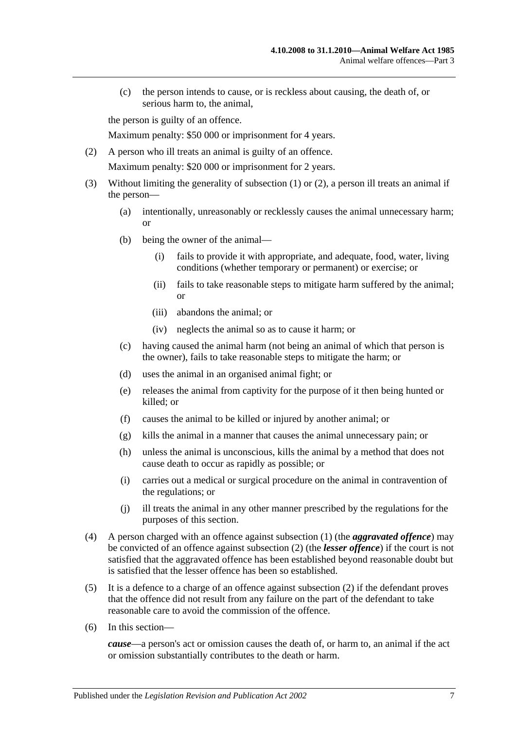(c) the person intends to cause, or is reckless about causing, the death of, or serious harm to, the animal,

the person is guilty of an offence.

Maximum penalty: $50 000 or imprisonment for 4 years.

(2) A person who ill treats an animal is guilty of an offence.

Maximum penalty: $20 000 or imprisonment for 2 years.

(3) Without limiting the generality of subsection (1) or (2), a person ill treats an animal if the person—

(a) intentionally, unreasonably or recklessly causes the animal unnecessary harm; or

(b) being the owner of the animal—

(i) fails to provide it with appropriate, and adequate, food, water, living conditions (whether temporary or permanent) or exercise; or

(ii) fails to take reasonable steps to mitigate harm suffered by the animal; or

(iii) abandons the animal; or

(iv) neglects the animal so as to cause it harm; or

(c) having caused the animal harm (not being an animal of which that person is the owner), fails to take reasonable steps to mitigate the harm; or

(d) uses the animal in an organised animal fight; or

(e) releases the animal from captivity for the purpose of it then being hunted or killed; or

(f) causes the animal to be killed or injured by another animal; or

(g) kills the animal in a manner that causes the animal unnecessary pain; or

(h) unless the animal is unconscious, kills the animal by a method that does not cause death to occur as rapidly as possible; or

(i) carries out a medical or surgical procedure on the animal in contravention of the regulations; or

(j) ill treats the animal in any other manner prescribed by the regulations for the purposes of this section.

(4) A person charged with an offence against subsection (1) (the ***aggravated offence***) may be convicted of an offence against subsection (2) (the ***lesser offence***) if the court is not satisfied that the aggravated offence has been established beyond reasonable doubt but is satisfied that the lesser offence has been so established.

(5) It is a defence to a charge of an offence against subsection (2) if the defendant proves that the offence did not result from any failure on the part of the defendant to take reasonable care to avoid the commission of the offence.

(6) In this section—

***cause***—a person's act or omission causes the death of, or harm to, an animal if the act or omission substantially contributes to the death or harm.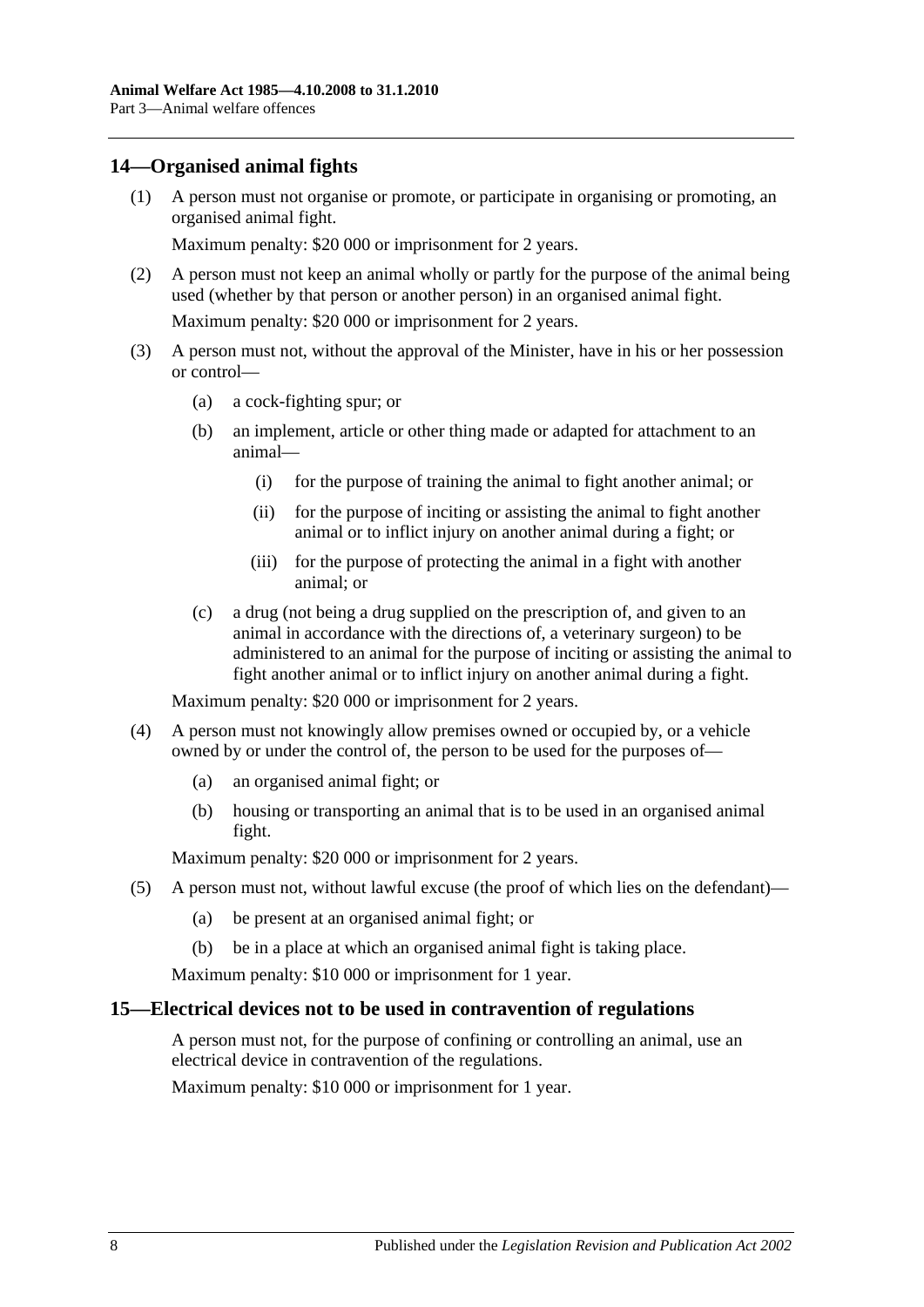## 14—Organised animal fights

(1) A person must not organise or promote, or participate in organising or promoting, an organised animal fight.

Maximum penalty: $20 000 or imprisonment for 2 years.

(2) A person must not keep an animal wholly or partly for the purpose of the animal being used (whether by that person or another person) in an organised animal fight.

Maximum penalty: $20 000 or imprisonment for 2 years.

(3) A person must not, without the approval of the Minister, have in his or her possession or control—

(a) a cock-fighting spur; or

(b) an implement, article or other thing made or adapted for attachment to an animal—

(i) for the purpose of training the animal to fight another animal; or

(ii) for the purpose of inciting or assisting the animal to fight another animal or to inflict injury on another animal during a fight; or

(iii) for the purpose of protecting the animal in a fight with another animal; or

(c) a drug (not being a drug supplied on the prescription of, and given to an animal in accordance with the directions of, a veterinary surgeon) to be administered to an animal for the purpose of inciting or assisting the animal to fight another animal or to inflict injury on another animal during a fight.

Maximum penalty: $20 000 or imprisonment for 2 years.

(4) A person must not knowingly allow premises owned or occupied by, or a vehicle owned by or under the control of, the person to be used for the purposes of—

(a) an organised animal fight; or

(b) housing or transporting an animal that is to be used in an organised animal fight.

Maximum penalty: $20 000 or imprisonment for 2 years.

(5) A person must not, without lawful excuse (the proof of which lies on the defendant)—

(a) be present at an organised animal fight; or

(b) be in a place at which an organised animal fight is taking place.

Maximum penalty: $10 000 or imprisonment for 1 year.

## 15—Electrical devices not to be used in contravention of regulations

A person must not, for the purpose of confining or controlling an animal, use an electrical device in contravention of the regulations.

Maximum penalty: $10 000 or imprisonment for 1 year.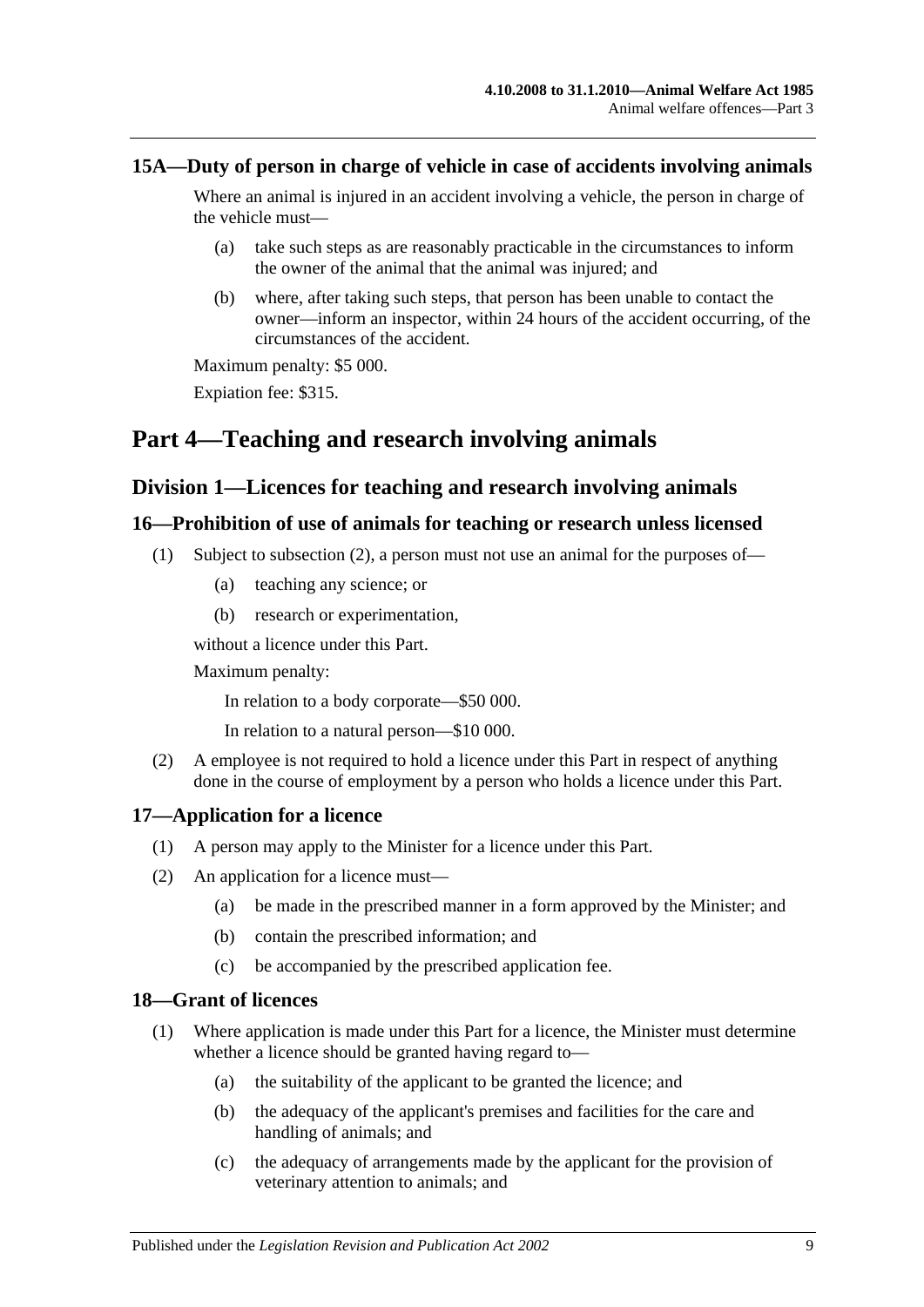### 15A—Duty of person in charge of vehicle in case of accidents involving animals

Where an animal is injured in an accident involving a vehicle, the person in charge of the vehicle must—

(a) take such steps as are reasonably practicable in the circumstances to inform the owner of the animal that the animal was injured; and

(b) where, after taking such steps, that person has been unable to contact the owner—inform an inspector, within 24 hours of the accident occurring, of the circumstances of the accident.

Maximum penalty: $5 000.

Expiation fee: $315.

# Part 4—Teaching and research involving animals

## Division 1—Licences for teaching and research involving animals

### 16—Prohibition of use of animals for teaching or research unless licensed

(1) Subject to subsection (2), a person must not use an animal for the purposes of—

(a) teaching any science; or

(b) research or experimentation,

without a licence under this Part.

Maximum penalty:

In relation to a body corporate—$50 000.

In relation to a natural person—$10 000.

(2) A employee is not required to hold a licence under this Part in respect of anything done in the course of employment by a person who holds a licence under this Part.

### 17—Application for a licence

(1) A person may apply to the Minister for a licence under this Part.

(2) An application for a licence must—

(a) be made in the prescribed manner in a form approved by the Minister; and

(b) contain the prescribed information; and

(c) be accompanied by the prescribed application fee.

### 18—Grant of licences

(1) Where application is made under this Part for a licence, the Minister must determine whether a licence should be granted having regard to—

(a) the suitability of the applicant to be granted the licence; and

(b) the adequacy of the applicant's premises and facilities for the care and handling of animals; and

(c) the adequacy of arrangements made by the applicant for the provision of veterinary attention to animals; and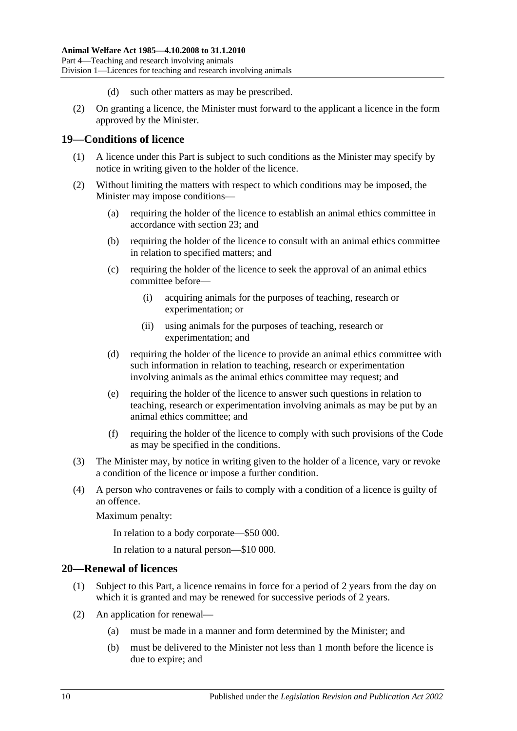(d) such other matters as may be prescribed.

(2) On granting a licence, the Minister must forward to the applicant a licence in the form approved by the Minister.

## 19—Conditions of licence

(1) A licence under this Part is subject to such conditions as the Minister may specify by notice in writing given to the holder of the licence.

(2) Without limiting the matters with respect to which conditions may be imposed, the Minister may impose conditions—

(a) requiring the holder of the licence to establish an animal ethics committee in accordance with section 23; and

(b) requiring the holder of the licence to consult with an animal ethics committee in relation to specified matters; and

(c) requiring the holder of the licence to seek the approval of an animal ethics committee before—

(i) acquiring animals for the purposes of teaching, research or experimentation; or

(ii) using animals for the purposes of teaching, research or experimentation; and

(d) requiring the holder of the licence to provide an animal ethics committee with such information in relation to teaching, research or experimentation involving animals as the animal ethics committee may request; and

(e) requiring the holder of the licence to answer such questions in relation to teaching, research or experimentation involving animals as may be put by an animal ethics committee; and

(f) requiring the holder of the licence to comply with such provisions of the Code as may be specified in the conditions.

(3) The Minister may, by notice in writing given to the holder of a licence, vary or revoke a condition of the licence or impose a further condition.

(4) A person who contravenes or fails to comply with a condition of a licence is guilty of an offence.

Maximum penalty:

In relation to a body corporate—$50 000.

In relation to a natural person—$10 000.

## 20—Renewal of licences

(1) Subject to this Part, a licence remains in force for a period of 2 years from the day on which it is granted and may be renewed for successive periods of 2 years.

(2) An application for renewal—

(a) must be made in a manner and form determined by the Minister; and

(b) must be delivered to the Minister not less than 1 month before the licence is due to expire; and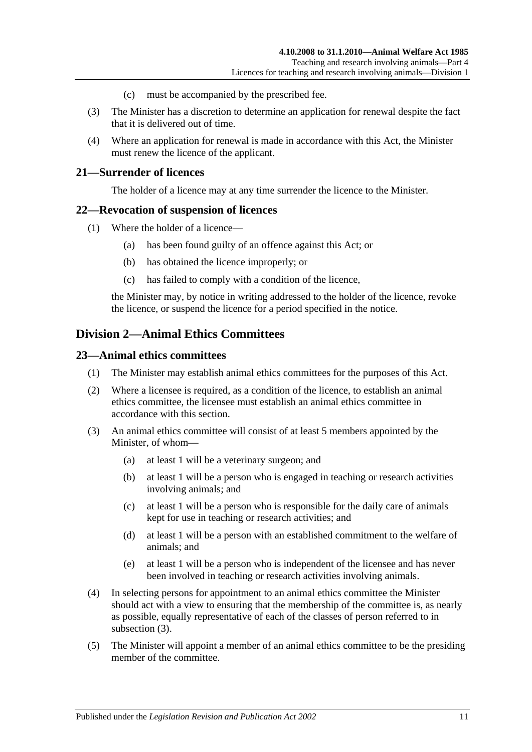(c) must be accompanied by the prescribed fee.

(3) The Minister has a discretion to determine an application for renewal despite the fact that it is delivered out of time.

(4) Where an application for renewal is made in accordance with this Act, the Minister must renew the licence of the applicant.

### 21—Surrender of licences

The holder of a licence may at any time surrender the licence to the Minister.

### 22—Revocation of suspension of licences

(1) Where the holder of a licence—

(a) has been found guilty of an offence against this Act; or

(b) has obtained the licence improperly; or

(c) has failed to comply with a condition of the licence,

the Minister may, by notice in writing addressed to the holder of the licence, revoke the licence, or suspend the licence for a period specified in the notice.

## Division 2—Animal Ethics Committees

### 23—Animal ethics committees

(1) The Minister may establish animal ethics committees for the purposes of this Act.

(2) Where a licensee is required, as a condition of the licence, to establish an animal ethics committee, the licensee must establish an animal ethics committee in accordance with this section.

(3) An animal ethics committee will consist of at least 5 members appointed by the Minister, of whom—

(a) at least 1 will be a veterinary surgeon; and

(b) at least 1 will be a person who is engaged in teaching or research activities involving animals; and

(c) at least 1 will be a person who is responsible for the daily care of animals kept for use in teaching or research activities; and

(d) at least 1 will be a person with an established commitment to the welfare of animals; and

(e) at least 1 will be a person who is independent of the licensee and has never been involved in teaching or research activities involving animals.

(4) In selecting persons for appointment to an animal ethics committee the Minister should act with a view to ensuring that the membership of the committee is, as nearly as possible, equally representative of each of the classes of person referred to in subsection (3).

(5) The Minister will appoint a member of an animal ethics committee to be the presiding member of the committee.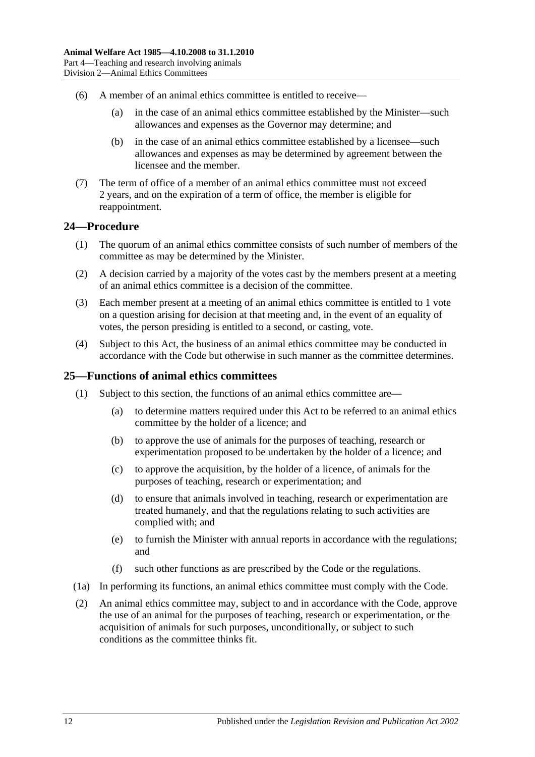(6) A member of an animal ethics committee is entitled to receive—

(a) in the case of an animal ethics committee established by the Minister—such allowances and expenses as the Governor may determine; and

(b) in the case of an animal ethics committee established by a licensee—such allowances and expenses as may be determined by agreement between the licensee and the member.

(7) The term of office of a member of an animal ethics committee must not exceed 2 years, and on the expiration of a term of office, the member is eligible for reappointment.

## 24—Procedure

(1) The quorum of an animal ethics committee consists of such number of members of the committee as may be determined by the Minister.

(2) A decision carried by a majority of the votes cast by the members present at a meeting of an animal ethics committee is a decision of the committee.

(3) Each member present at a meeting of an animal ethics committee is entitled to 1 vote on a question arising for decision at that meeting and, in the event of an equality of votes, the person presiding is entitled to a second, or casting, vote.

(4) Subject to this Act, the business of an animal ethics committee may be conducted in accordance with the Code but otherwise in such manner as the committee determines.

## 25—Functions of animal ethics committees

(1) Subject to this section, the functions of an animal ethics committee are—

(a) to determine matters required under this Act to be referred to an animal ethics committee by the holder of a licence; and

(b) to approve the use of animals for the purposes of teaching, research or experimentation proposed to be undertaken by the holder of a licence; and

(c) to approve the acquisition, by the holder of a licence, of animals for the purposes of teaching, research or experimentation; and

(d) to ensure that animals involved in teaching, research or experimentation are treated humanely, and that the regulations relating to such activities are complied with; and

(e) to furnish the Minister with annual reports in accordance with the regulations; and

(f) such other functions as are prescribed by the Code or the regulations.

(1a) In performing its functions, an animal ethics committee must comply with the Code.

(2) An animal ethics committee may, subject to and in accordance with the Code, approve the use of an animal for the purposes of teaching, research or experimentation, or the acquisition of animals for such purposes, unconditionally, or subject to such conditions as the committee thinks fit.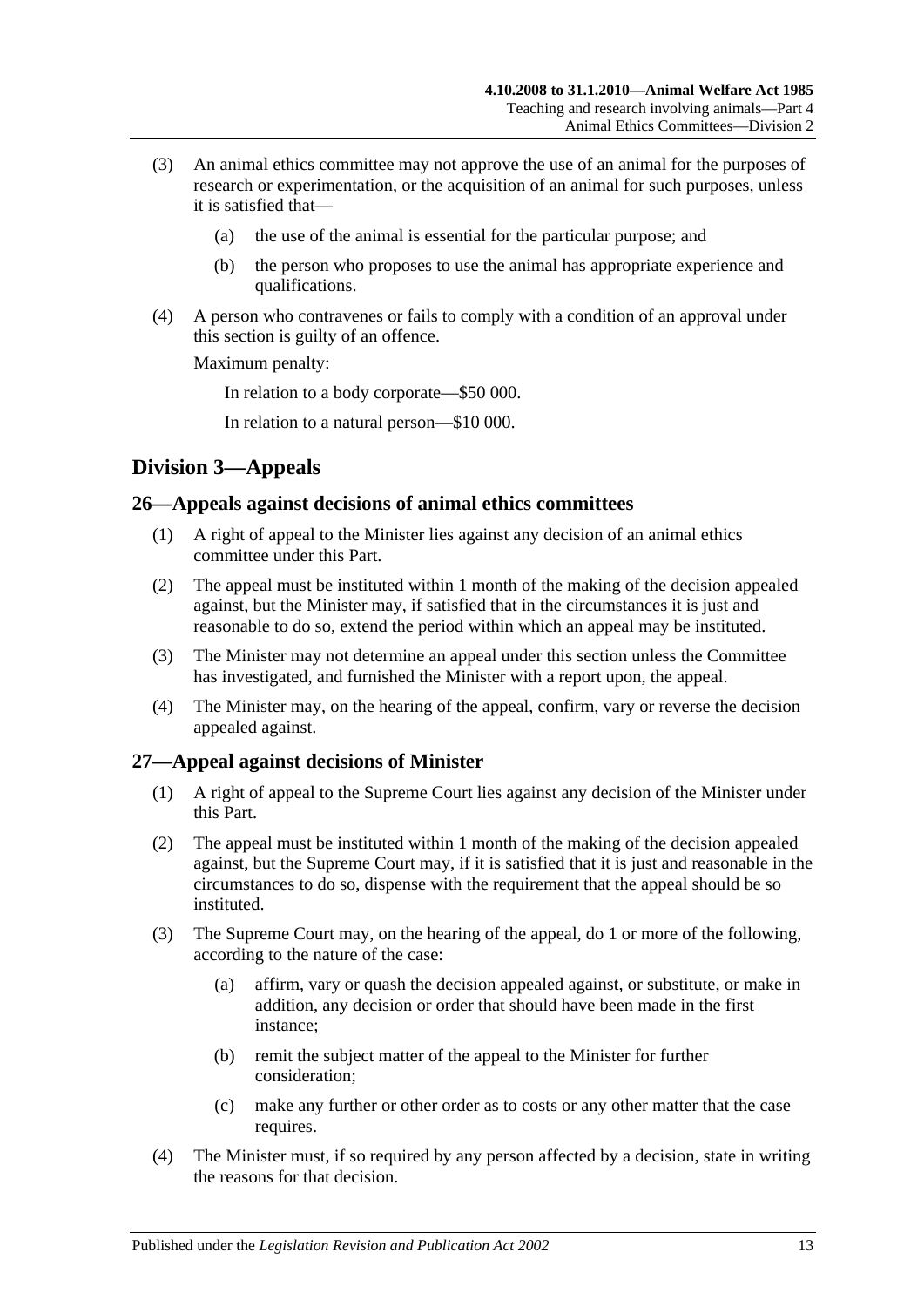(3) An animal ethics committee may not approve the use of an animal for the purposes of research or experimentation, or the acquisition of an animal for such purposes, unless it is satisfied that—

 (a) the use of the animal is essential for the particular purpose; and

 (b) the person who proposes to use the animal has appropriate experience and qualifications.

(4) A person who contravenes or fails to comply with a condition of an approval under this section is guilty of an offence.

Maximum penalty:

In relation to a body corporate—$50 000.

In relation to a natural person—$10 000.

## Division 3—Appeals

### 26—Appeals against decisions of animal ethics committees

(1) A right of appeal to the Minister lies against any decision of an animal ethics committee under this Part.

(2) The appeal must be instituted within 1 month of the making of the decision appealed against, but the Minister may, if satisfied that in the circumstances it is just and reasonable to do so, extend the period within which an appeal may be instituted.

(3) The Minister may not determine an appeal under this section unless the Committee has investigated, and furnished the Minister with a report upon, the appeal.

(4) The Minister may, on the hearing of the appeal, confirm, vary or reverse the decision appealed against.

### 27—Appeal against decisions of Minister

(1) A right of appeal to the Supreme Court lies against any decision of the Minister under this Part.

(2) The appeal must be instituted within 1 month of the making of the decision appealed against, but the Supreme Court may, if it is satisfied that it is just and reasonable in the circumstances to do so, dispense with the requirement that the appeal should be so instituted.

(3) The Supreme Court may, on the hearing of the appeal, do 1 or more of the following, according to the nature of the case:

 (a) affirm, vary or quash the decision appealed against, or substitute, or make in addition, any decision or order that should have been made in the first instance;

 (b) remit the subject matter of the appeal to the Minister for further consideration;

 (c) make any further or other order as to costs or any other matter that the case requires.

(4) The Minister must, if so required by any person affected by a decision, state in writing the reasons for that decision.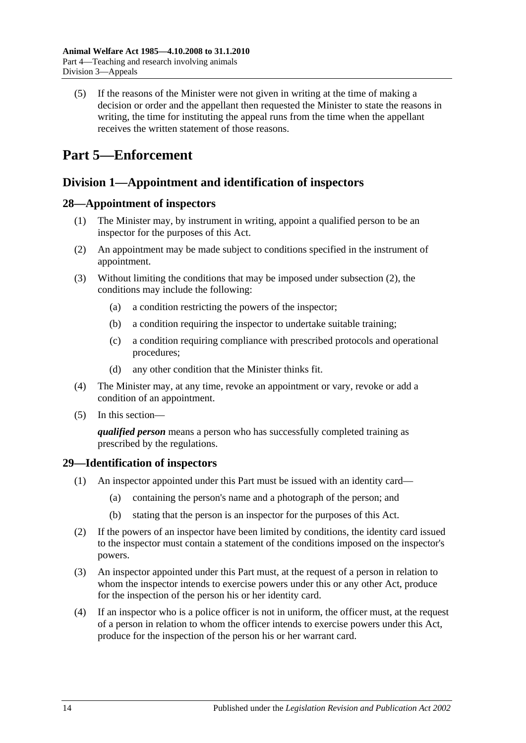(5) If the reasons of the Minister were not given in writing at the time of making a decision or order and the appellant then requested the Minister to state the reasons in writing, the time for instituting the appeal runs from the time when the appellant receives the written statement of those reasons.

# Part 5—Enforcement

## Division 1—Appointment and identification of inspectors

### 28—Appointment of inspectors

(1) The Minister may, by instrument in writing, appoint a qualified person to be an inspector for the purposes of this Act.

(2) An appointment may be made subject to conditions specified in the instrument of appointment.

(3) Without limiting the conditions that may be imposed under subsection (2), the conditions may include the following:

   (a) a condition restricting the powers of the inspector;

   (b) a condition requiring the inspector to undertake suitable training;

   (c) a condition requiring compliance with prescribed protocols and operational procedures;

   (d) any other condition that the Minister thinks fit.

(4) The Minister may, at any time, revoke an appointment or vary, revoke or add a condition of an appointment.

(5) In this section—

***qualified person*** means a person who has successfully completed training as prescribed by the regulations.

### 29—Identification of inspectors

(1) An inspector appointed under this Part must be issued with an identity card—

   (a) containing the person's name and a photograph of the person; and

   (b) stating that the person is an inspector for the purposes of this Act.

(2) If the powers of an inspector have been limited by conditions, the identity card issued to the inspector must contain a statement of the conditions imposed on the inspector's powers.

(3) An inspector appointed under this Part must, at the request of a person in relation to whom the inspector intends to exercise powers under this or any other Act, produce for the inspection of the person his or her identity card.

(4) If an inspector who is a police officer is not in uniform, the officer must, at the request of a person in relation to whom the officer intends to exercise powers under this Act, produce for the inspection of the person his or her warrant card.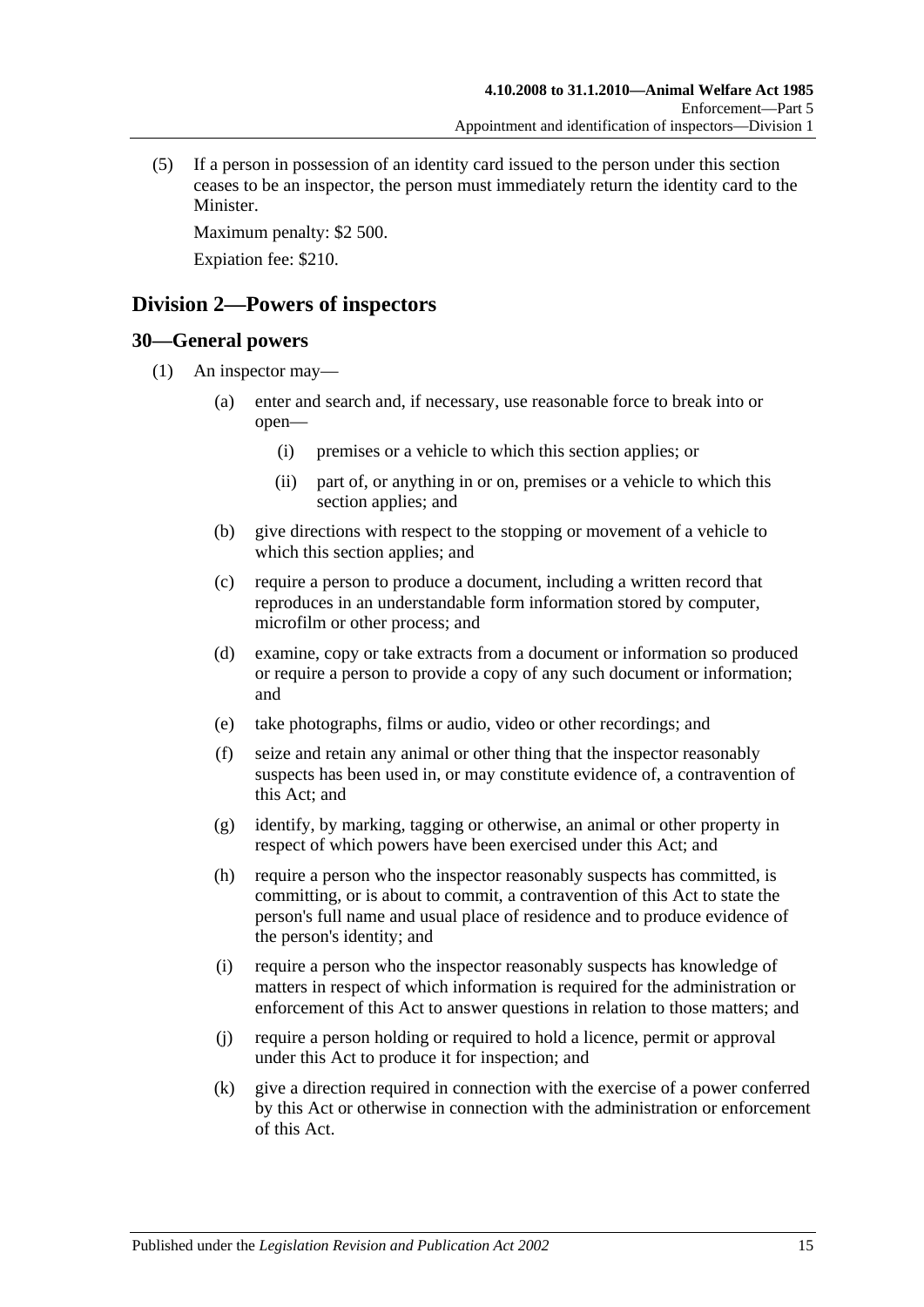(5) If a person in possession of an identity card issued to the person under this section ceases to be an inspector, the person must immediately return the identity card to the Minister.

Maximum penalty: $2 500.

Expiation fee: $210.

## Division 2—Powers of inspectors

### 30—General powers

(1) An inspector may—

(a) enter and search and, if necessary, use reasonable force to break into or open—

(i) premises or a vehicle to which this section applies; or

(ii) part of, or anything in or on, premises or a vehicle to which this section applies; and

(b) give directions with respect to the stopping or movement of a vehicle to which this section applies; and

(c) require a person to produce a document, including a written record that reproduces in an understandable form information stored by computer, microfilm or other process; and

(d) examine, copy or take extracts from a document or information so produced or require a person to provide a copy of any such document or information; and

(e) take photographs, films or audio, video or other recordings; and

(f) seize and retain any animal or other thing that the inspector reasonably suspects has been used in, or may constitute evidence of, a contravention of this Act; and

(g) identify, by marking, tagging or otherwise, an animal or other property in respect of which powers have been exercised under this Act; and

(h) require a person who the inspector reasonably suspects has committed, is committing, or is about to commit, a contravention of this Act to state the person's full name and usual place of residence and to produce evidence of the person's identity; and

(i) require a person who the inspector reasonably suspects has knowledge of matters in respect of which information is required for the administration or enforcement of this Act to answer questions in relation to those matters; and

(j) require a person holding or required to hold a licence, permit or approval under this Act to produce it for inspection; and

(k) give a direction required in connection with the exercise of a power conferred by this Act or otherwise in connection with the administration or enforcement of this Act.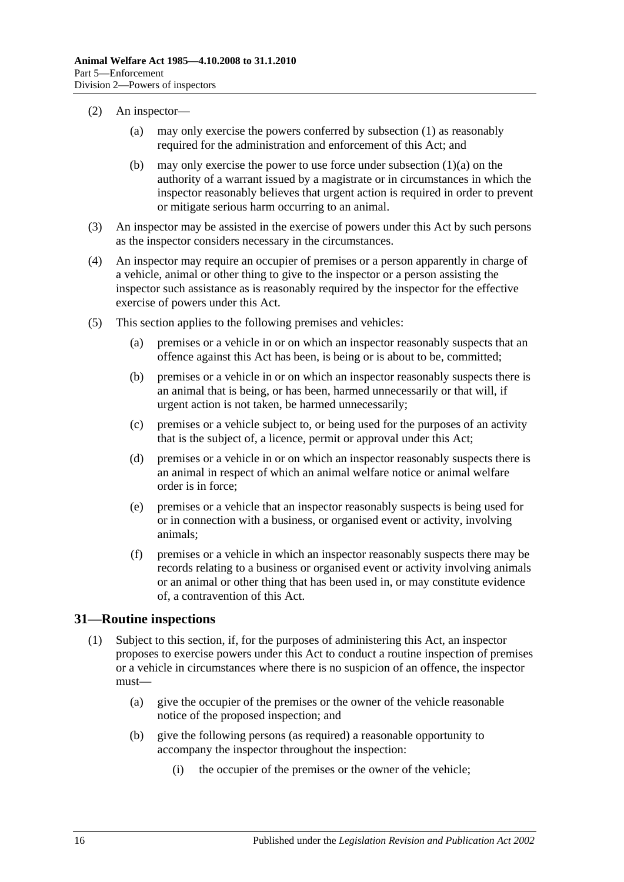(2) An inspector—

(a) may only exercise the powers conferred by subsection (1) as reasonably required for the administration and enforcement of this Act; and

(b) may only exercise the power to use force under subsection (1)(a) on the authority of a warrant issued by a magistrate or in circumstances in which the inspector reasonably believes that urgent action is required in order to prevent or mitigate serious harm occurring to an animal.

(3) An inspector may be assisted in the exercise of powers under this Act by such persons as the inspector considers necessary in the circumstances.

(4) An inspector may require an occupier of premises or a person apparently in charge of a vehicle, animal or other thing to give to the inspector or a person assisting the inspector such assistance as is reasonably required by the inspector for the effective exercise of powers under this Act.

(5) This section applies to the following premises and vehicles:

(a) premises or a vehicle in or on which an inspector reasonably suspects that an offence against this Act has been, is being or is about to be, committed;

(b) premises or a vehicle in or on which an inspector reasonably suspects there is an animal that is being, or has been, harmed unnecessarily or that will, if urgent action is not taken, be harmed unnecessarily;

(c) premises or a vehicle subject to, or being used for the purposes of an activity that is the subject of, a licence, permit or approval under this Act;

(d) premises or a vehicle in or on which an inspector reasonably suspects there is an animal in respect of which an animal welfare notice or animal welfare order is in force;

(e) premises or a vehicle that an inspector reasonably suspects is being used for or in connection with a business, or organised event or activity, involving animals;

(f) premises or a vehicle in which an inspector reasonably suspects there may be records relating to a business or organised event or activity involving animals or an animal or other thing that has been used in, or may constitute evidence of, a contravention of this Act.

## 31—Routine inspections

(1) Subject to this section, if, for the purposes of administering this Act, an inspector proposes to exercise powers under this Act to conduct a routine inspection of premises or a vehicle in circumstances where there is no suspicion of an offence, the inspector must—

(a) give the occupier of the premises or the owner of the vehicle reasonable notice of the proposed inspection; and

(b) give the following persons (as required) a reasonable opportunity to accompany the inspector throughout the inspection:

(i) the occupier of the premises or the owner of the vehicle;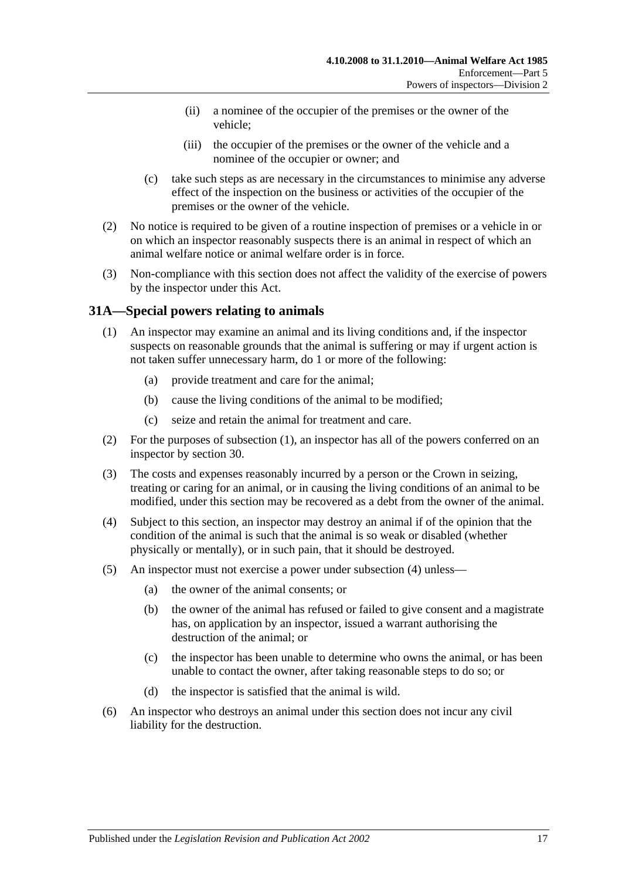(ii) a nominee of the occupier of the premises or the owner of the vehicle;

(iii) the occupier of the premises or the owner of the vehicle and a nominee of the occupier or owner; and

(c) take such steps as are necessary in the circumstances to minimise any adverse effect of the inspection on the business or activities of the occupier of the premises or the owner of the vehicle.

(2) No notice is required to be given of a routine inspection of premises or a vehicle in or on which an inspector reasonably suspects there is an animal in respect of which an animal welfare notice or animal welfare order is in force.

(3) Non-compliance with this section does not affect the validity of the exercise of powers by the inspector under this Act.

## 31A—Special powers relating to animals

(1) An inspector may examine an animal and its living conditions and, if the inspector suspects on reasonable grounds that the animal is suffering or may if urgent action is not taken suffer unnecessary harm, do 1 or more of the following:

(a) provide treatment and care for the animal;

(b) cause the living conditions of the animal to be modified;

(c) seize and retain the animal for treatment and care.

(2) For the purposes of subsection (1), an inspector has all of the powers conferred on an inspector by section 30.

(3) The costs and expenses reasonably incurred by a person or the Crown in seizing, treating or caring for an animal, or in causing the living conditions of an animal to be modified, under this section may be recovered as a debt from the owner of the animal.

(4) Subject to this section, an inspector may destroy an animal if of the opinion that the condition of the animal is such that the animal is so weak or disabled (whether physically or mentally), or in such pain, that it should be destroyed.

(5) An inspector must not exercise a power under subsection (4) unless—

(a) the owner of the animal consents; or

(b) the owner of the animal has refused or failed to give consent and a magistrate has, on application by an inspector, issued a warrant authorising the destruction of the animal; or

(c) the inspector has been unable to determine who owns the animal, or has been unable to contact the owner, after taking reasonable steps to do so; or

(d) the inspector is satisfied that the animal is wild.

(6) An inspector who destroys an animal under this section does not incur any civil liability for the destruction.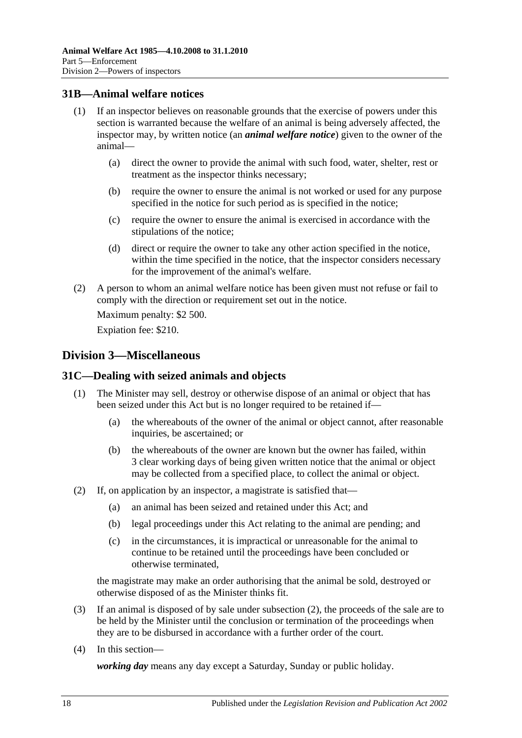## 31B—Animal welfare notices

(1) If an inspector believes on reasonable grounds that the exercise of powers under this section is warranted because the welfare of an animal is being adversely affected, the inspector may, by written notice (an ***animal welfare notice***) given to the owner of the animal—

(a) direct the owner to provide the animal with such food, water, shelter, rest or treatment as the inspector thinks necessary;

(b) require the owner to ensure the animal is not worked or used for any purpose specified in the notice for such period as is specified in the notice;

(c) require the owner to ensure the animal is exercised in accordance with the stipulations of the notice;

(d) direct or require the owner to take any other action specified in the notice, within the time specified in the notice, that the inspector considers necessary for the improvement of the animal's welfare.

(2) A person to whom an animal welfare notice has been given must not refuse or fail to comply with the direction or requirement set out in the notice.

Maximum penalty: $2 500.

Expiation fee: $210.

# Division 3—Miscellaneous

## 31C—Dealing with seized animals and objects

(1) The Minister may sell, destroy or otherwise dispose of an animal or object that has been seized under this Act but is no longer required to be retained if—

(a) the whereabouts of the owner of the animal or object cannot, after reasonable inquiries, be ascertained; or

(b) the whereabouts of the owner are known but the owner has failed, within 3 clear working days of being given written notice that the animal or object may be collected from a specified place, to collect the animal or object.

(2) If, on application by an inspector, a magistrate is satisfied that—

(a) an animal has been seized and retained under this Act; and

(b) legal proceedings under this Act relating to the animal are pending; and

(c) in the circumstances, it is impractical or unreasonable for the animal to continue to be retained until the proceedings have been concluded or otherwise terminated,

the magistrate may make an order authorising that the animal be sold, destroyed or otherwise disposed of as the Minister thinks fit.

(3) If an animal is disposed of by sale under subsection (2), the proceeds of the sale are to be held by the Minister until the conclusion or termination of the proceedings when they are to be disbursed in accordance with a further order of the court.

(4) In this section—

***working day*** means any day except a Saturday, Sunday or public holiday.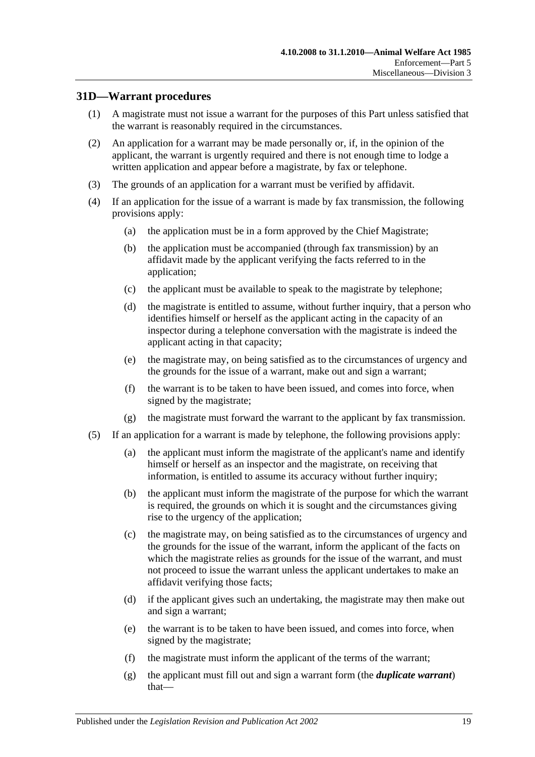## 31D—Warrant procedures

(1) A magistrate must not issue a warrant for the purposes of this Part unless satisfied that the warrant is reasonably required in the circumstances.

(2) An application for a warrant may be made personally or, if, in the opinion of the applicant, the warrant is urgently required and there is not enough time to lodge a written application and appear before a magistrate, by fax or telephone.

(3) The grounds of an application for a warrant must be verified by affidavit.

(4) If an application for the issue of a warrant is made by fax transmission, the following provisions apply:

- (a) the application must be in a form approved by the Chief Magistrate;
- (b) the application must be accompanied (through fax transmission) by an affidavit made by the applicant verifying the facts referred to in the application;
- (c) the applicant must be available to speak to the magistrate by telephone;
- (d) the magistrate is entitled to assume, without further inquiry, that a person who identifies himself or herself as the applicant acting in the capacity of an inspector during a telephone conversation with the magistrate is indeed the applicant acting in that capacity;
- (e) the magistrate may, on being satisfied as to the circumstances of urgency and the grounds for the issue of a warrant, make out and sign a warrant;
- (f) the warrant is to be taken to have been issued, and comes into force, when signed by the magistrate;
- (g) the magistrate must forward the warrant to the applicant by fax transmission.

(5) If an application for a warrant is made by telephone, the following provisions apply:

- (a) the applicant must inform the magistrate of the applicant's name and identify himself or herself as an inspector and the magistrate, on receiving that information, is entitled to assume its accuracy without further inquiry;
- (b) the applicant must inform the magistrate of the purpose for which the warrant is required, the grounds on which it is sought and the circumstances giving rise to the urgency of the application;
- (c) the magistrate may, on being satisfied as to the circumstances of urgency and the grounds for the issue of the warrant, inform the applicant of the facts on which the magistrate relies as grounds for the issue of the warrant, and must not proceed to issue the warrant unless the applicant undertakes to make an affidavit verifying those facts;
- (d) if the applicant gives such an undertaking, the magistrate may then make out and sign a warrant;
- (e) the warrant is to be taken to have been issued, and comes into force, when signed by the magistrate;
- (f) the magistrate must inform the applicant of the terms of the warrant;
- (g) the applicant must fill out and sign a warrant form (the ***duplicate warrant***) that—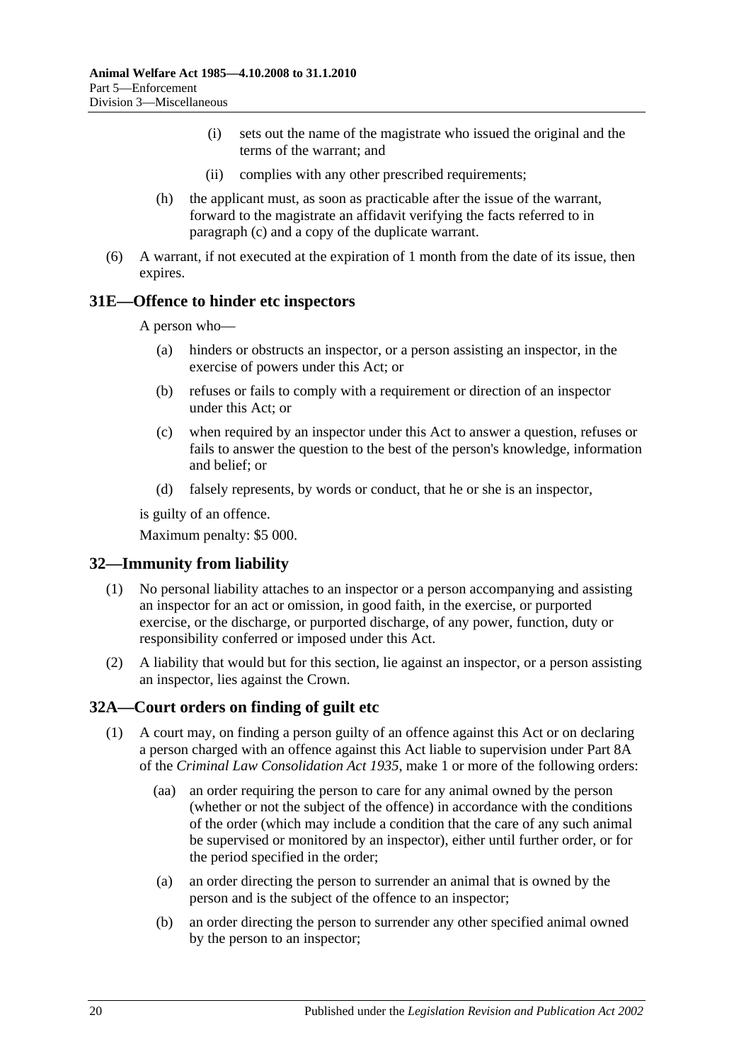(i) sets out the name of the magistrate who issued the original and the terms of the warrant; and

(ii) complies with any other prescribed requirements;

(h) the applicant must, as soon as practicable after the issue of the warrant, forward to the magistrate an affidavit verifying the facts referred to in paragraph (c) and a copy of the duplicate warrant.

(6) A warrant, if not executed at the expiration of 1 month from the date of its issue, then expires.

## 31E—Offence to hinder etc inspectors

A person who—

(a) hinders or obstructs an inspector, or a person assisting an inspector, in the exercise of powers under this Act; or

(b) refuses or fails to comply with a requirement or direction of an inspector under this Act; or

(c) when required by an inspector under this Act to answer a question, refuses or fails to answer the question to the best of the person's knowledge, information and belief; or

(d) falsely represents, by words or conduct, that he or she is an inspector,

is guilty of an offence.

Maximum penalty: $5 000.

## 32—Immunity from liability

(1) No personal liability attaches to an inspector or a person accompanying and assisting an inspector for an act or omission, in good faith, in the exercise, or purported exercise, or the discharge, or purported discharge, of any power, function, duty or responsibility conferred or imposed under this Act.

(2) A liability that would but for this section, lie against an inspector, or a person assisting an inspector, lies against the Crown.

## 32A—Court orders on finding of guilt etc

(1) A court may, on finding a person guilty of an offence against this Act or on declaring a person charged with an offence against this Act liable to supervision under Part 8A of the *Criminal Law Consolidation Act 1935*, make 1 or more of the following orders:

(aa) an order requiring the person to care for any animal owned by the person (whether or not the subject of the offence) in accordance with the conditions of the order (which may include a condition that the care of any such animal be supervised or monitored by an inspector), either until further order, or for the period specified in the order;

(a) an order directing the person to surrender an animal that is owned by the person and is the subject of the offence to an inspector;

(b) an order directing the person to surrender any other specified animal owned by the person to an inspector;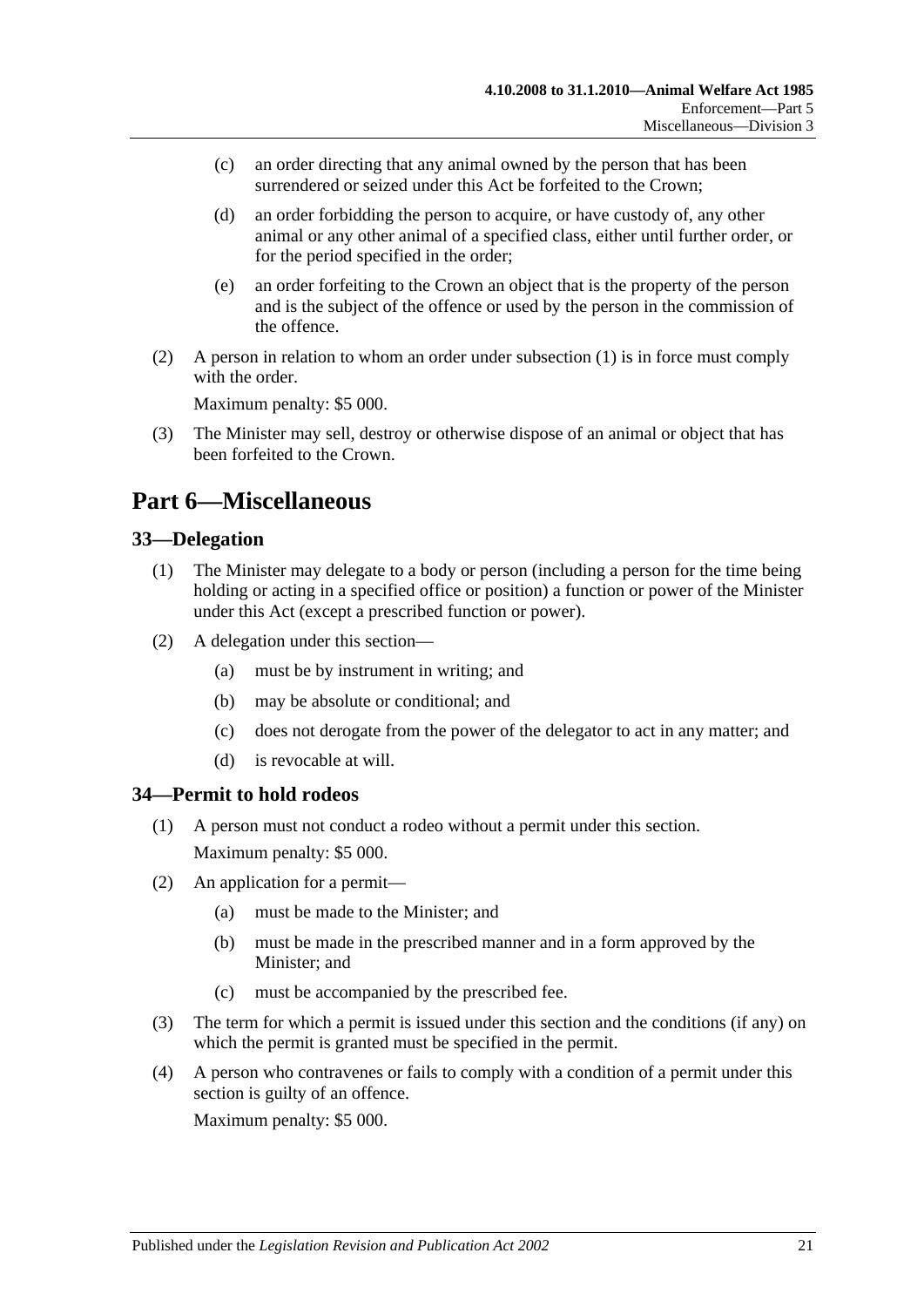(c) an order directing that any animal owned by the person that has been surrendered or seized under this Act be forfeited to the Crown;

(d) an order forbidding the person to acquire, or have custody of, any other animal or any other animal of a specified class, either until further order, or for the period specified in the order;

(e) an order forfeiting to the Crown an object that is the property of the person and is the subject of the offence or used by the person in the commission of the offence.

(2) A person in relation to whom an order under subsection (1) is in force must comply with the order.

Maximum penalty: $5 000.

(3) The Minister may sell, destroy or otherwise dispose of an animal or object that has been forfeited to the Crown.

# Part 6—Miscellaneous

## 33—Delegation

(1) The Minister may delegate to a body or person (including a person for the time being holding or acting in a specified office or position) a function or power of the Minister under this Act (except a prescribed function or power).

(2) A delegation under this section—

(a) must be by instrument in writing; and

(b) may be absolute or conditional; and

(c) does not derogate from the power of the delegator to act in any matter; and

(d) is revocable at will.

## 34—Permit to hold rodeos

(1) A person must not conduct a rodeo without a permit under this section.

Maximum penalty: $5 000.

(2) An application for a permit—

(a) must be made to the Minister; and

(b) must be made in the prescribed manner and in a form approved by the Minister; and

(c) must be accompanied by the prescribed fee.

(3) The term for which a permit is issued under this section and the conditions (if any) on which the permit is granted must be specified in the permit.

(4) A person who contravenes or fails to comply with a condition of a permit under this section is guilty of an offence.

Maximum penalty: $5 000.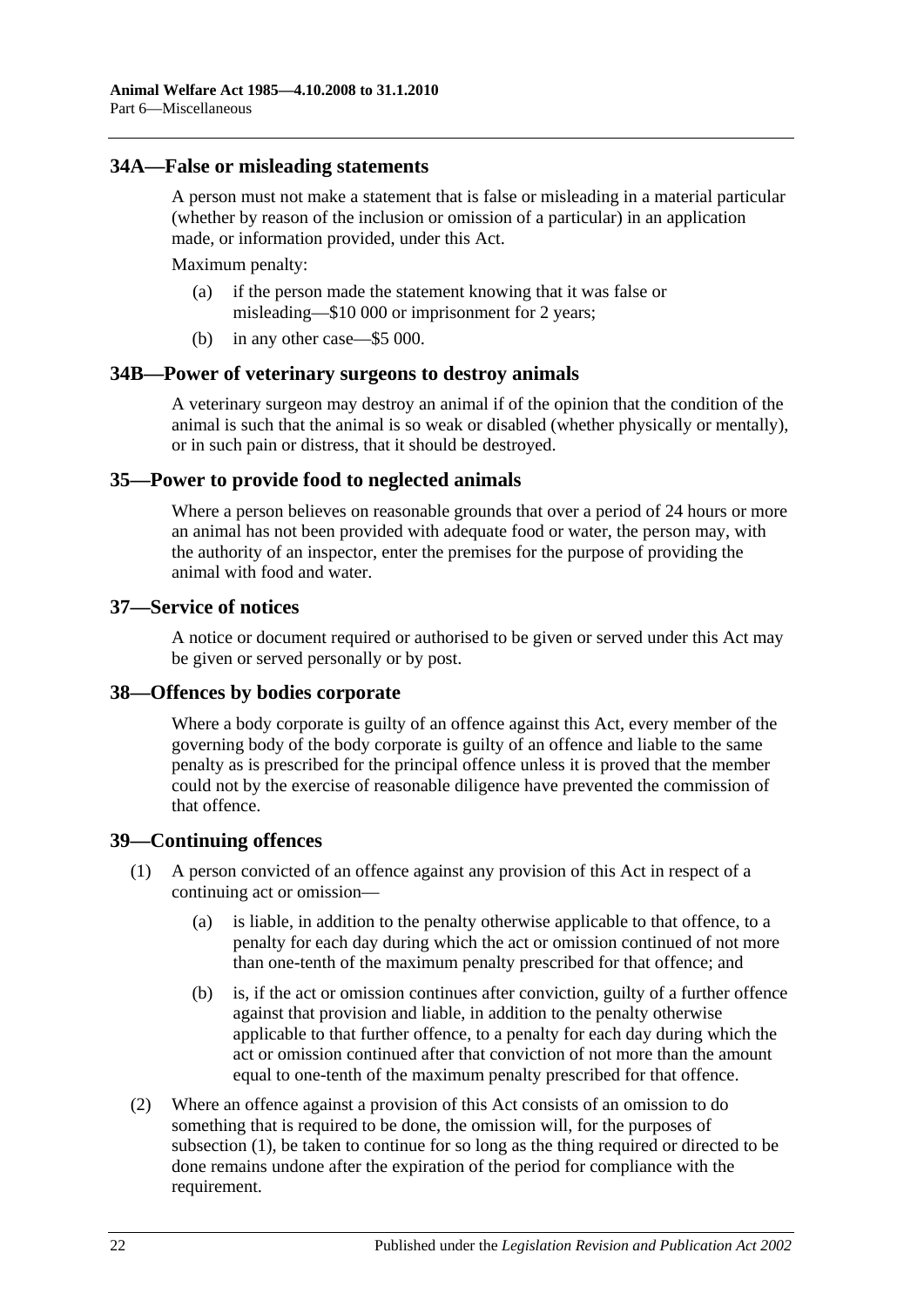## 34A—False or misleading statements

A person must not make a statement that is false or misleading in a material particular (whether by reason of the inclusion or omission of a particular) in an application made, or information provided, under this Act.

Maximum penalty:

- (a) if the person made the statement knowing that it was false or misleading—$10 000 or imprisonment for 2 years;
- (b) in any other case—$5 000.

## 34B—Power of veterinary surgeons to destroy animals

A veterinary surgeon may destroy an animal if of the opinion that the condition of the animal is such that the animal is so weak or disabled (whether physically or mentally), or in such pain or distress, that it should be destroyed.

## 35—Power to provide food to neglected animals

Where a person believes on reasonable grounds that over a period of 24 hours or more an animal has not been provided with adequate food or water, the person may, with the authority of an inspector, enter the premises for the purpose of providing the animal with food and water.

## 37—Service of notices

A notice or document required or authorised to be given or served under this Act may be given or served personally or by post.

## 38—Offences by bodies corporate

Where a body corporate is guilty of an offence against this Act, every member of the governing body of the body corporate is guilty of an offence and liable to the same penalty as is prescribed for the principal offence unless it is proved that the member could not by the exercise of reasonable diligence have prevented the commission of that offence.

## 39—Continuing offences

(1) A person convicted of an offence against any provision of this Act in respect of a continuing act or omission—

- (a) is liable, in addition to the penalty otherwise applicable to that offence, to a penalty for each day during which the act or omission continued of not more than one-tenth of the maximum penalty prescribed for that offence; and
- (b) is, if the act or omission continues after conviction, guilty of a further offence against that provision and liable, in addition to the penalty otherwise applicable to that further offence, to a penalty for each day during which the act or omission continued after that conviction of not more than the amount equal to one-tenth of the maximum penalty prescribed for that offence.

(2) Where an offence against a provision of this Act consists of an omission to do something that is required to be done, the omission will, for the purposes of subsection (1), be taken to continue for so long as the thing required or directed to be done remains undone after the expiration of the period for compliance with the requirement.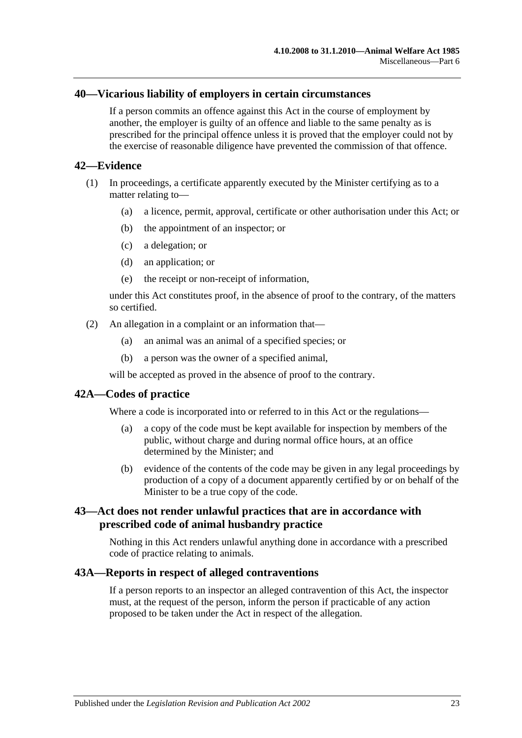## 40—Vicarious liability of employers in certain circumstances

If a person commits an offence against this Act in the course of employment by another, the employer is guilty of an offence and liable to the same penalty as is prescribed for the principal offence unless it is proved that the employer could not by the exercise of reasonable diligence have prevented the commission of that offence.

## 42—Evidence

(1) In proceedings, a certificate apparently executed by the Minister certifying as to a matter relating to—

(a) a licence, permit, approval, certificate or other authorisation under this Act; or

(b) the appointment of an inspector; or

(c) a delegation; or

(d) an application; or

(e) the receipt or non-receipt of information,

under this Act constitutes proof, in the absence of proof to the contrary, of the matters so certified.

(2) An allegation in a complaint or an information that—

(a) an animal was an animal of a specified species; or

(b) a person was the owner of a specified animal,

will be accepted as proved in the absence of proof to the contrary.

## 42A—Codes of practice

Where a code is incorporated into or referred to in this Act or the regulations—

(a) a copy of the code must be kept available for inspection by members of the public, without charge and during normal office hours, at an office determined by the Minister; and

(b) evidence of the contents of the code may be given in any legal proceedings by production of a copy of a document apparently certified by or on behalf of the Minister to be a true copy of the code.

## 43—Act does not render unlawful practices that are in accordance with prescribed code of animal husbandry practice

Nothing in this Act renders unlawful anything done in accordance with a prescribed code of practice relating to animals.

## 43A—Reports in respect of alleged contraventions

If a person reports to an inspector an alleged contravention of this Act, the inspector must, at the request of the person, inform the person if practicable of any action proposed to be taken under the Act in respect of the allegation.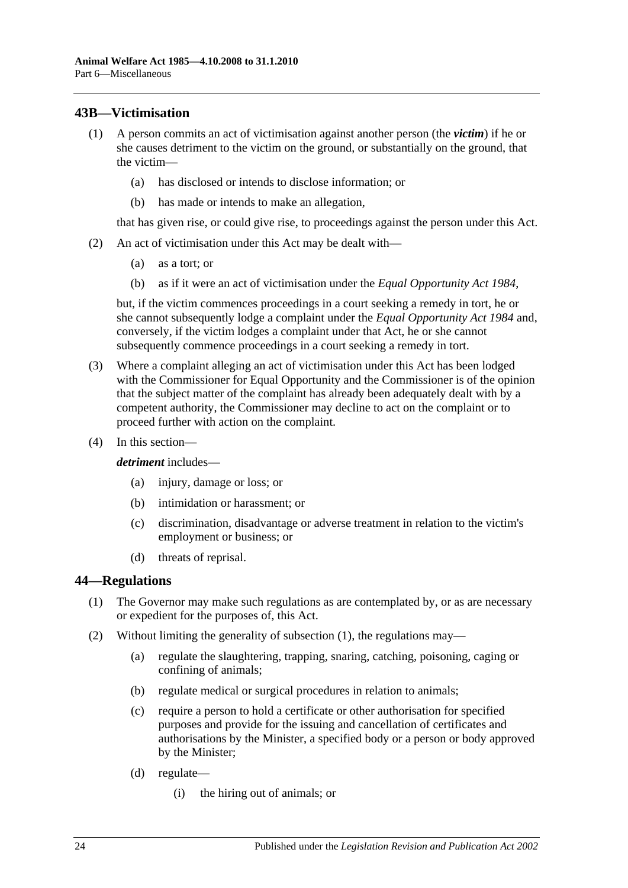## 43B—Victimisation

(1) A person commits an act of victimisation against another person (the ***victim***) if he or she causes detriment to the victim on the ground, or substantially on the ground, that the victim—

- (a) has disclosed or intends to disclose information; or
- (b) has made or intends to make an allegation,

that has given rise, or could give rise, to proceedings against the person under this Act.

(2) An act of victimisation under this Act may be dealt with—

- (a) as a tort; or
- (b) as if it were an act of victimisation under the *Equal Opportunity Act 1984*,

but, if the victim commences proceedings in a court seeking a remedy in tort, he or she cannot subsequently lodge a complaint under the *Equal Opportunity Act 1984* and, conversely, if the victim lodges a complaint under that Act, he or she cannot subsequently commence proceedings in a court seeking a remedy in tort.

(3) Where a complaint alleging an act of victimisation under this Act has been lodged with the Commissioner for Equal Opportunity and the Commissioner is of the opinion that the subject matter of the complaint has already been adequately dealt with by a competent authority, the Commissioner may decline to act on the complaint or to proceed further with action on the complaint.

(4) In this section—

***detriment*** includes—

- (a) injury, damage or loss; or
- (b) intimidation or harassment; or
- (c) discrimination, disadvantage or adverse treatment in relation to the victim's employment or business; or
- (d) threats of reprisal.

## 44—Regulations

(1) The Governor may make such regulations as are contemplated by, or as are necessary or expedient for the purposes of, this Act.

(2) Without limiting the generality of subsection (1), the regulations may—

- (a) regulate the slaughtering, trapping, snaring, catching, poisoning, caging or confining of animals;
- (b) regulate medical or surgical procedures in relation to animals;
- (c) require a person to hold a certificate or other authorisation for specified purposes and provide for the issuing and cancellation of certificates and authorisations by the Minister, a specified body or a person or body approved by the Minister;
- (d) regulate—
  - (i) the hiring out of animals; or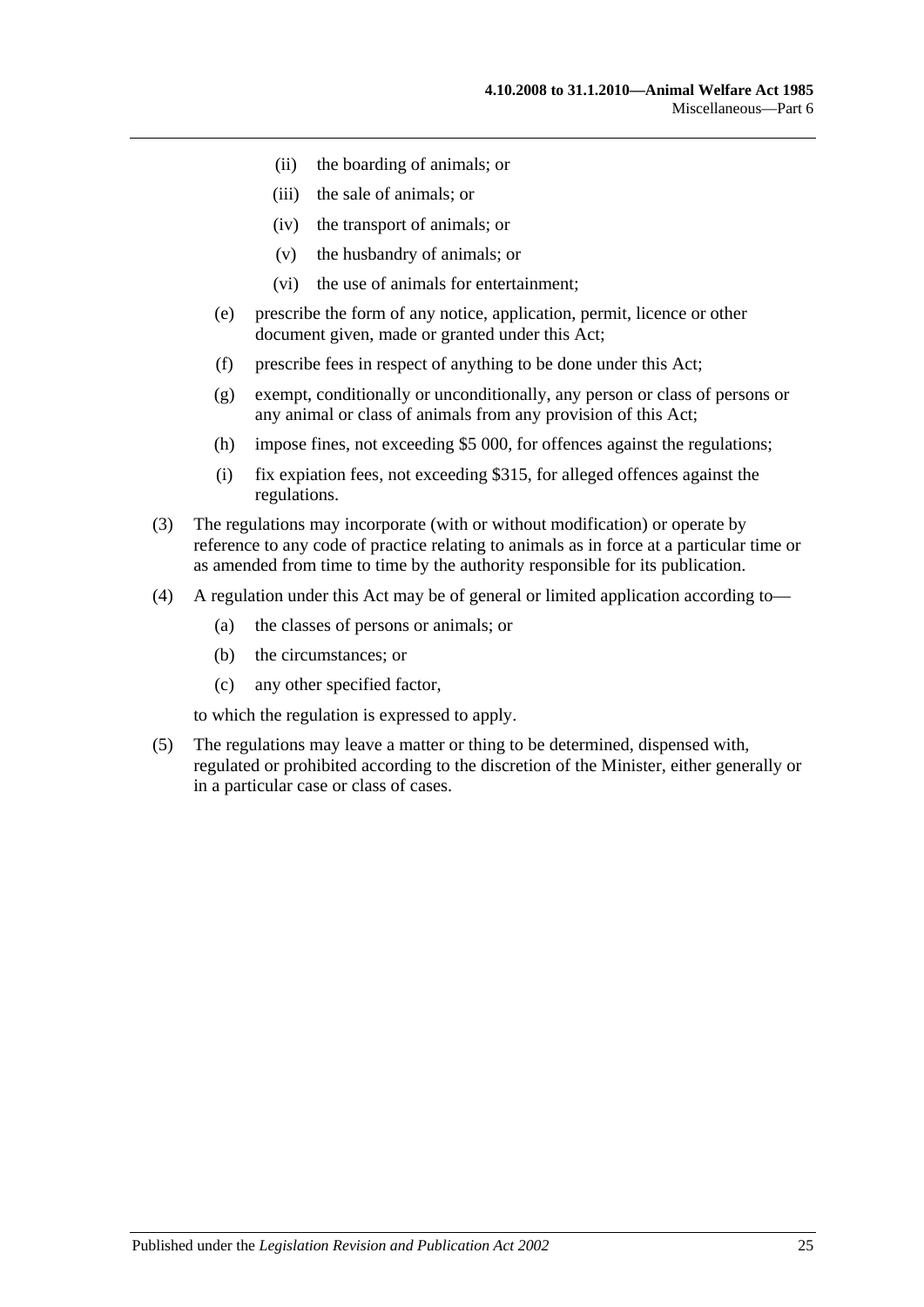(ii) the boarding of animals; or

(iii) the sale of animals; or

(iv) the transport of animals; or

(v) the husbandry of animals; or

(vi) the use of animals for entertainment;

(e) prescribe the form of any notice, application, permit, licence or other document given, made or granted under this Act;

(f) prescribe fees in respect of anything to be done under this Act;

(g) exempt, conditionally or unconditionally, any person or class of persons or any animal or class of animals from any provision of this Act;

(h) impose fines, not exceeding $5 000, for offences against the regulations;

(i) fix expiation fees, not exceeding $315, for alleged offences against the regulations.

(3) The regulations may incorporate (with or without modification) or operate by reference to any code of practice relating to animals as in force at a particular time or as amended from time to time by the authority responsible for its publication.

(4) A regulation under this Act may be of general or limited application according to—

(a) the classes of persons or animals; or

(b) the circumstances; or

(c) any other specified factor,

to which the regulation is expressed to apply.

(5) The regulations may leave a matter or thing to be determined, dispensed with, regulated or prohibited according to the discretion of the Minister, either generally or in a particular case or class of cases.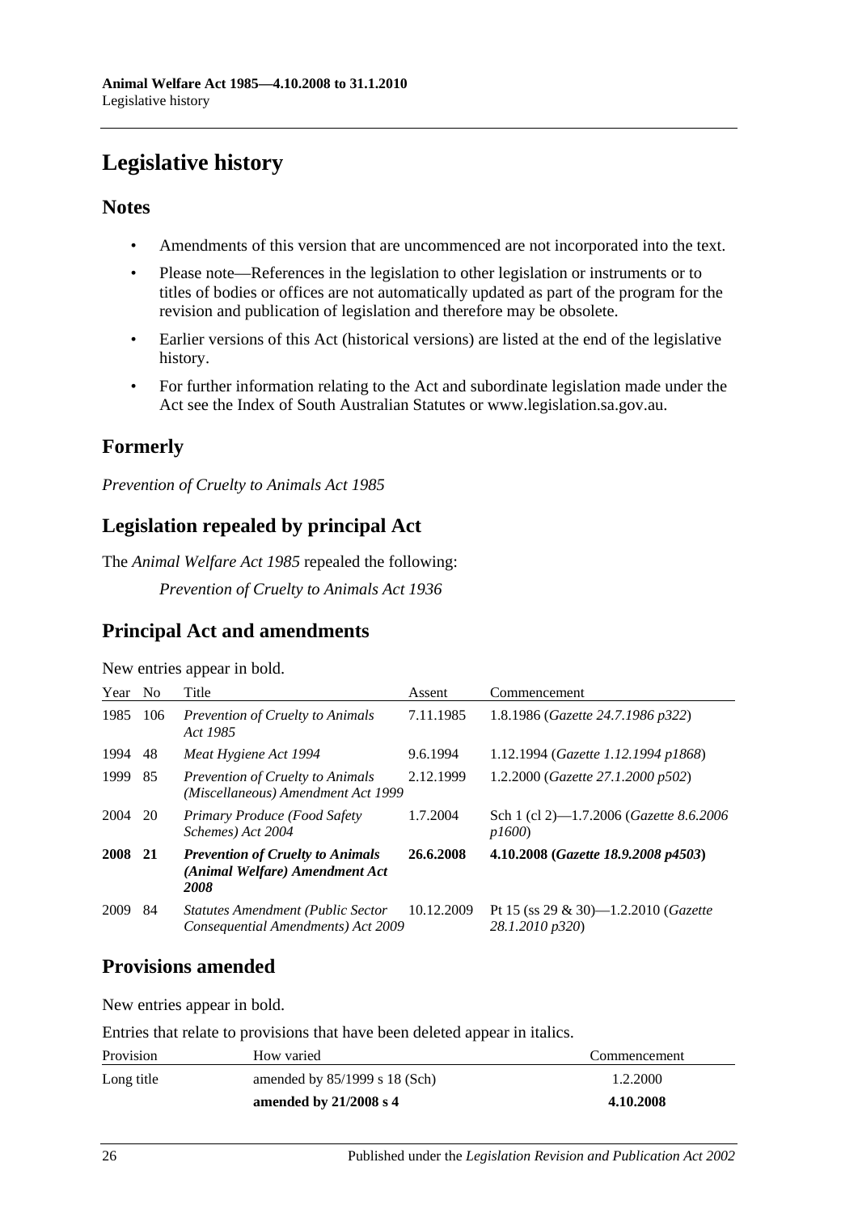# Legislative history

## Notes

- Amendments of this version that are uncommenced are not incorporated into the text.
- Please note—References in the legislation to other legislation or instruments or to titles of bodies or offices are not automatically updated as part of the program for the revision and publication of legislation and therefore may be obsolete.
- Earlier versions of this Act (historical versions) are listed at the end of the legislative history.
- For further information relating to the Act and subordinate legislation made under the Act see the Index of South Australian Statutes or www.legislation.sa.gov.au.

## Formerly

*Prevention of Cruelty to Animals Act 1985*

## Legislation repealed by principal Act

The *Animal Welfare Act 1985* repealed the following:

*Prevention of Cruelty to Animals Act 1936*

## Principal Act and amendments

New entries appear in bold.

| Year | No | Title | Assent | Commencement |
|---|---|---|---|---|
| 1985 | 106 | *Prevention of Cruelty to Animals Act 1985* | 7.11.1985 | 1.8.1986 (*Gazette 24.7.1986 p322*) |
| 1994 | 48 | *Meat Hygiene Act 1994* | 9.6.1994 | 1.12.1994 (*Gazette 1.12.1994 p1868*) |
| 1999 | 85 | *Prevention of Cruelty to Animals (Miscellaneous) Amendment Act 1999* | 2.12.1999 | 1.2.2000 (*Gazette 27.1.2000 p502*) |
| 2004 | 20 | *Primary Produce (Food Safety Schemes) Act 2004* | 1.7.2004 | Sch 1 (cl 2)—1.7.2006 (*Gazette 8.6.2006 p1600*) |
| **2008** | **21** | ***Prevention of Cruelty to Animals (Animal Welfare) Amendment Act 2008*** | **26.6.2008** | **4.10.2008 (*Gazette 18.9.2008 p4503*)** |
| 2009 | 84 | *Statutes Amendment (Public Sector Consequential Amendments) Act 2009* | 10.12.2009 | Pt 15 (ss 29 & 30)—1.2.2010 (*Gazette 28.1.2010 p320*) |

## Provisions amended

New entries appear in bold.

Entries that relate to provisions that have been deleted appear in italics.

| Provision | How varied | Commencement |
|---|---|---|
| Long title | amended by 85/1999 s 18 (Sch) | 1.2.2000 |
| | **amended by 21/2008 s 4** | **4.10.2008** |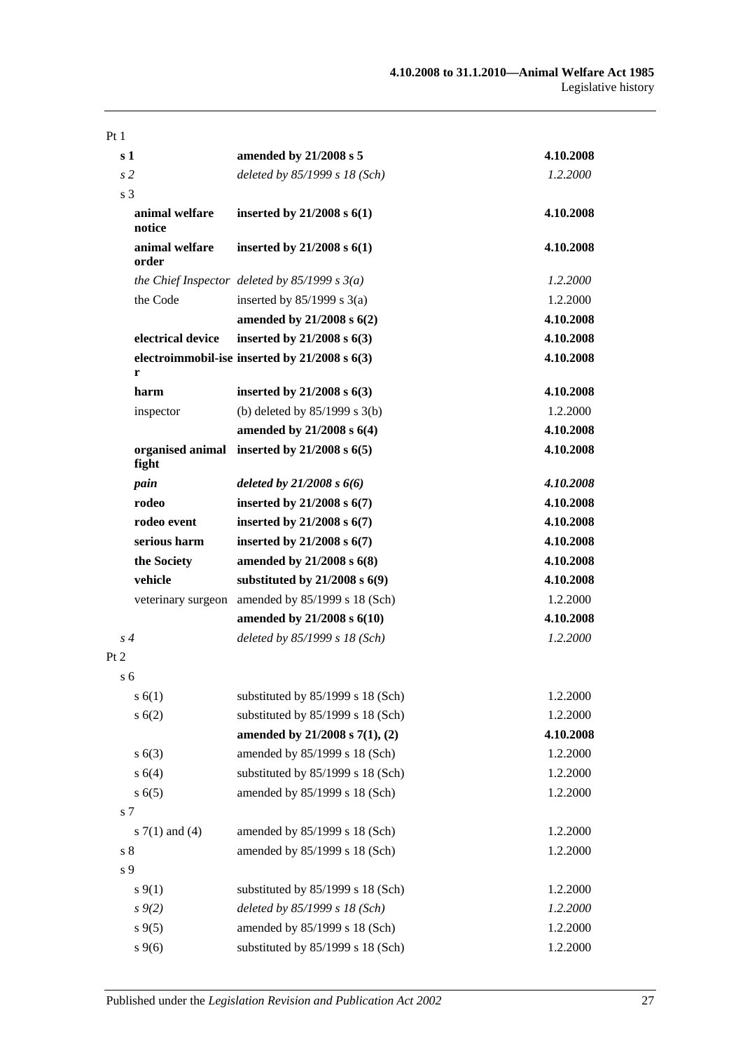| | | |
|---|---|---|
| Pt 1 | | |
| **s 1** | **amended by 21/2008 s 5** | **4.10.2008** |
| *s 2* | *deleted by 85/1999 s 18 (Sch)* | *1.2.2000* |
| s 3 | | |
| **animal welfare notice** | **inserted by 21/2008 s 6(1)** | **4.10.2008** |
| **animal welfare order** | **inserted by 21/2008 s 6(1)** | **4.10.2008** |
| *the Chief Inspector* | *deleted by 85/1999 s 3(a)* | *1.2.2000* |
| the Code | inserted by 85/1999 s 3(a) | 1.2.2000 |
| | **amended by 21/2008 s 6(2)** | **4.10.2008** |
| **electrical device** | **inserted by 21/2008 s 6(3)** | **4.10.2008** |
| **electroimmobil-iser** | **inserted by 21/2008 s 6(3)** | **4.10.2008** |
| **harm** | **inserted by 21/2008 s 6(3)** | **4.10.2008** |
| inspector | (b) deleted by 85/1999 s 3(b) | 1.2.2000 |
| | **amended by 21/2008 s 6(4)** | **4.10.2008** |
| **organised animal fight** | **inserted by 21/2008 s 6(5)** | **4.10.2008** |
| ***pain*** | ***deleted by 21/2008 s 6(6)*** | ***4.10.2008*** |
| **rodeo** | **inserted by 21/2008 s 6(7)** | **4.10.2008** |
| **rodeo event** | **inserted by 21/2008 s 6(7)** | **4.10.2008** |
| **serious harm** | **inserted by 21/2008 s 6(7)** | **4.10.2008** |
| **the Society** | **amended by 21/2008 s 6(8)** | **4.10.2008** |
| **vehicle** | **substituted by 21/2008 s 6(9)** | **4.10.2008** |
| veterinary surgeon | amended by 85/1999 s 18 (Sch) | 1.2.2000 |
| | **amended by 21/2008 s 6(10)** | **4.10.2008** |
| *s 4* | *deleted by 85/1999 s 18 (Sch)* | *1.2.2000* |
| Pt 2 | | |
| s 6 | | |
| s 6(1) | substituted by 85/1999 s 18 (Sch) | 1.2.2000 |
| s 6(2) | substituted by 85/1999 s 18 (Sch) | 1.2.2000 |
| | **amended by 21/2008 s 7(1), (2)** | **4.10.2008** |
| s 6(3) | amended by 85/1999 s 18 (Sch) | 1.2.2000 |
| s 6(4) | substituted by 85/1999 s 18 (Sch) | 1.2.2000 |
| s 6(5) | amended by 85/1999 s 18 (Sch) | 1.2.2000 |
| s 7 | | |
| s 7(1) and (4) | amended by 85/1999 s 18 (Sch) | 1.2.2000 |
| s 8 | amended by 85/1999 s 18 (Sch) | 1.2.2000 |
| s 9 | | |
| s 9(1) | substituted by 85/1999 s 18 (Sch) | 1.2.2000 |
| *s 9(2)* | *deleted by 85/1999 s 18 (Sch)* | *1.2.2000* |
| s 9(5) | amended by 85/1999 s 18 (Sch) | 1.2.2000 |
| s 9(6) | substituted by 85/1999 s 18 (Sch) | 1.2.2000 |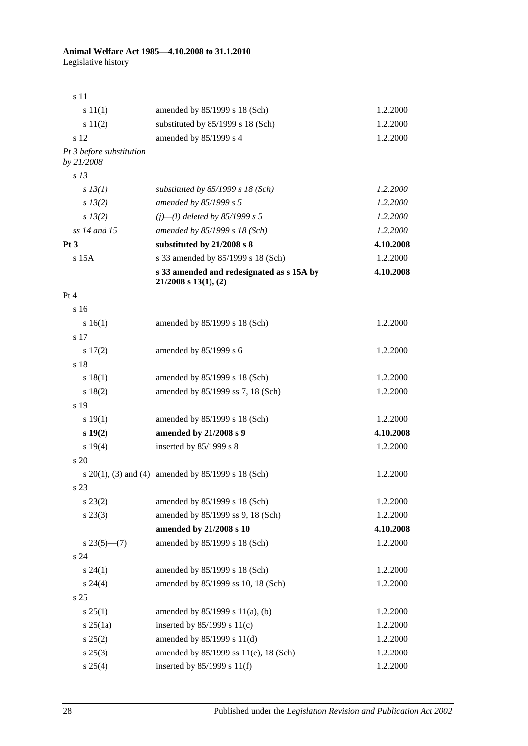| | | |
|---|---|---|
| s 11 | | |
| s 11(1) | amended by 85/1999 s 18 (Sch) | 1.2.2000 |
| s 11(2) | substituted by 85/1999 s 18 (Sch) | 1.2.2000 |
| s 12 | amended by 85/1999 s 4 | 1.2.2000 |
| *Pt 3 before substitution by 21/2008* | | |
| *s 13* | | |
| *s 13(1)* | *substituted by 85/1999 s 18 (Sch)* | *1.2.2000* |
| *s 13(2)* | *amended by 85/1999 s 5* | *1.2.2000* |
| *s 13(2)* | *(j)—(l) deleted by 85/1999 s 5* | *1.2.2000* |
| *ss 14 and 15* | *amended by 85/1999 s 18 (Sch)* | *1.2.2000* |
| **Pt 3** | **substituted by 21/2008 s 8** | **4.10.2008** |
| s 15A | s 33 amended by 85/1999 s 18 (Sch) | 1.2.2000 |
| | **s 33 amended and redesignated as s 15A by 21/2008 s 13(1), (2)** | **4.10.2008** |
| Pt 4 | | |
| s 16 | | |
| s 16(1) | amended by 85/1999 s 18 (Sch) | 1.2.2000 |
| s 17 | | |
| s 17(2) | amended by 85/1999 s 6 | 1.2.2000 |
| s 18 | | |
| s 18(1) | amended by 85/1999 s 18 (Sch) | 1.2.2000 |
| s 18(2) | amended by 85/1999 ss 7, 18 (Sch) | 1.2.2000 |
| s 19 | | |
| s 19(1) | amended by 85/1999 s 18 (Sch) | 1.2.2000 |
| **s 19(2)** | **amended by 21/2008 s 9** | **4.10.2008** |
| s 19(4) | inserted by 85/1999 s 8 | 1.2.2000 |
| s 20 | | |
| s 20(1), (3) and (4) | amended by 85/1999 s 18 (Sch) | 1.2.2000 |
| s 23 | | |
| s 23(2) | amended by 85/1999 s 18 (Sch) | 1.2.2000 |
| s 23(3) | amended by 85/1999 ss 9, 18 (Sch) | 1.2.2000 |
| | **amended by 21/2008 s 10** | **4.10.2008** |
| s 23(5)—(7) | amended by 85/1999 s 18 (Sch) | 1.2.2000 |
| s 24 | | |
| s 24(1) | amended by 85/1999 s 18 (Sch) | 1.2.2000 |
| s 24(4) | amended by 85/1999 ss 10, 18 (Sch) | 1.2.2000 |
| s 25 | | |
| s 25(1) | amended by 85/1999 s 11(a), (b) | 1.2.2000 |
| s 25(1a) | inserted by 85/1999 s 11(c) | 1.2.2000 |
| s 25(2) | amended by 85/1999 s 11(d) | 1.2.2000 |
| s 25(3) | amended by 85/1999 ss 11(e), 18 (Sch) | 1.2.2000 |
| s 25(4) | inserted by 85/1999 s 11(f) | 1.2.2000 |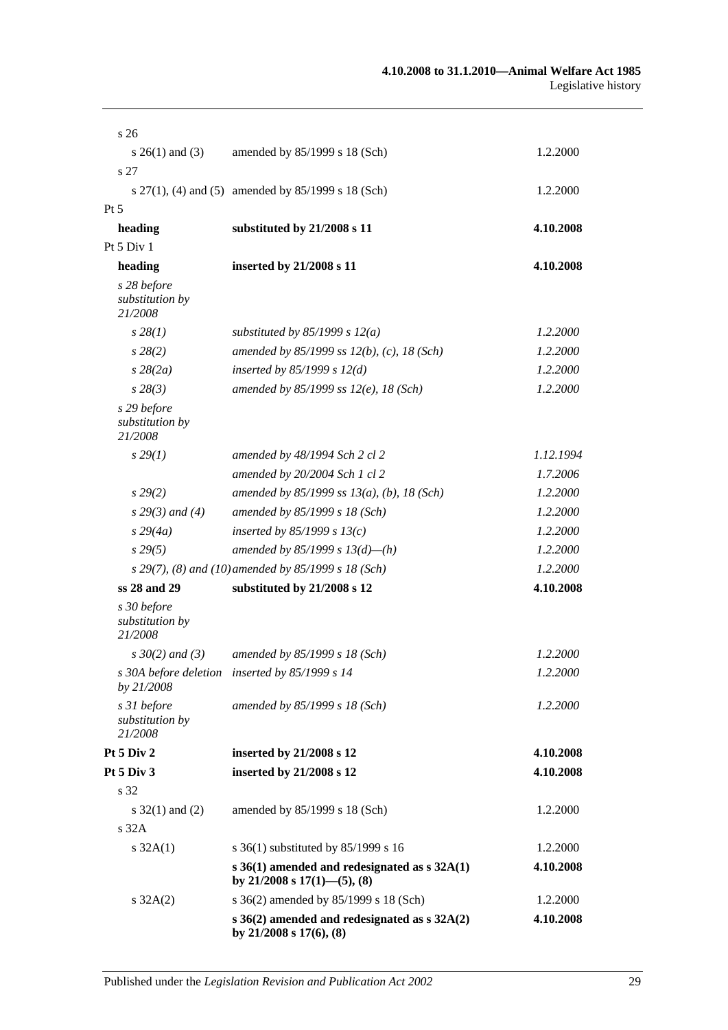| | | |
|---|---|---|
| s 26 | | |
| s 26(1) and (3) | amended by 85/1999 s 18 (Sch) | 1.2.2000 |
| s 27 | | |
| s 27(1), (4) and (5) | amended by 85/1999 s 18 (Sch) | 1.2.2000 |
| Pt 5 | | |
| **heading** | **substituted by 21/2008 s 11** | **4.10.2008** |
| Pt 5 Div 1 | | |
| **heading** | **inserted by 21/2008 s 11** | **4.10.2008** |
| *s 28 before substitution by 21/2008* | | |
| *s 28(1)* | *substituted by 85/1999 s 12(a)* | *1.2.2000* |
| *s 28(2)* | *amended by 85/1999 ss 12(b), (c), 18 (Sch)* | *1.2.2000* |
| *s 28(2a)* | *inserted by 85/1999 s 12(d)* | *1.2.2000* |
| *s 28(3)* | *amended by 85/1999 ss 12(e), 18 (Sch)* | *1.2.2000* |
| *s 29 before substitution by 21/2008* | | |
| *s 29(1)* | *amended by 48/1994 Sch 2 cl 2* | *1.12.1994* |
| | *amended by 20/2004 Sch 1 cl 2* | *1.7.2006* |
| *s 29(2)* | *amended by 85/1999 ss 13(a), (b), 18 (Sch)* | *1.2.2000* |
| *s 29(3) and (4)* | *amended by 85/1999 s 18 (Sch)* | *1.2.2000* |
| *s 29(4a)* | *inserted by 85/1999 s 13(c)* | *1.2.2000* |
| *s 29(5)* | *amended by 85/1999 s 13(d)—(h)* | *1.2.2000* |
| *s 29(7), (8) and (10)* | *amended by 85/1999 s 18 (Sch)* | *1.2.2000* |
| **ss 28 and 29** | **substituted by 21/2008 s 12** | **4.10.2008** |
| *s 30 before substitution by 21/2008* | | |
| *s 30(2) and (3)* | *amended by 85/1999 s 18 (Sch)* | *1.2.2000* |
| *s 30A before deletion by 21/2008* | *inserted by 85/1999 s 14* | *1.2.2000* |
| *s 31 before substitution by 21/2008* | *amended by 85/1999 s 18 (Sch)* | *1.2.2000* |
| **Pt 5 Div 2** | **inserted by 21/2008 s 12** | **4.10.2008** |
| **Pt 5 Div 3** | **inserted by 21/2008 s 12** | **4.10.2008** |
| s 32 | | |
| s 32(1) and (2) | amended by 85/1999 s 18 (Sch) | 1.2.2000 |
| s 32A | | |
| s 32A(1) | s 36(1) substituted by 85/1999 s 16 | 1.2.2000 |
| | **s 36(1) amended and redesignated as s 32A(1) by 21/2008 s 17(1)—(5), (8)** | **4.10.2008** |
| s 32A(2) | s 36(2) amended by 85/1999 s 18 (Sch) | 1.2.2000 |
| | **s 36(2) amended and redesignated as s 32A(2) by 21/2008 s 17(6), (8)** | **4.10.2008** |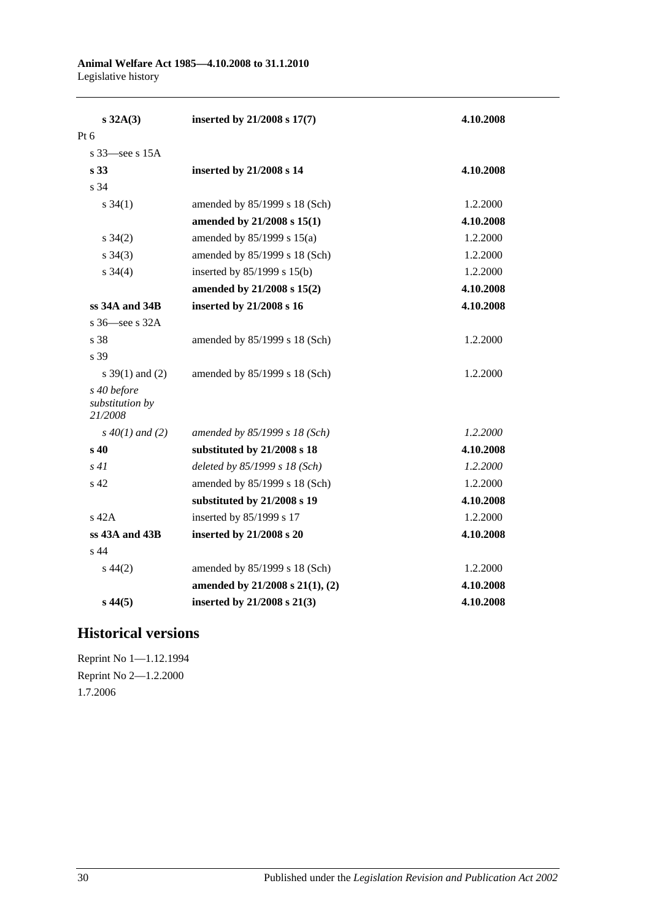| | | |
|---|---|---|
| **s 32A(3)** | **inserted by 21/2008 s 17(7)** | **4.10.2008** |
| Pt 6 | | |
| s 33—see s 15A | | |
| **s 33** | **inserted by 21/2008 s 14** | **4.10.2008** |
| s 34 | | |
| s 34(1) | amended by 85/1999 s 18 (Sch) | 1.2.2000 |
| | **amended by 21/2008 s 15(1)** | **4.10.2008** |
| s 34(2) | amended by 85/1999 s 15(a) | 1.2.2000 |
| s 34(3) | amended by 85/1999 s 18 (Sch) | 1.2.2000 |
| s 34(4) | inserted by 85/1999 s 15(b) | 1.2.2000 |
| | **amended by 21/2008 s 15(2)** | **4.10.2008** |
| **ss 34A and 34B** | **inserted by 21/2008 s 16** | **4.10.2008** |
| s 36—see s 32A | | |
| s 38 | amended by 85/1999 s 18 (Sch) | 1.2.2000 |
| s 39 | | |
| s 39(1) and (2) | amended by 85/1999 s 18 (Sch) | 1.2.2000 |
| *s 40 before substitution by 21/2008* | | |
| *s 40(1) and (2)* | *amended by 85/1999 s 18 (Sch)* | *1.2.2000* |
| **s 40** | **substituted by 21/2008 s 18** | **4.10.2008** |
| *s 41* | *deleted by 85/1999 s 18 (Sch)* | *1.2.2000* |
| s 42 | amended by 85/1999 s 18 (Sch) | 1.2.2000 |
| | **substituted by 21/2008 s 19** | **4.10.2008** |
| s 42A | inserted by 85/1999 s 17 | 1.2.2000 |
| **ss 43A and 43B** | **inserted by 21/2008 s 20** | **4.10.2008** |
| s 44 | | |
| s 44(2) | amended by 85/1999 s 18 (Sch) | 1.2.2000 |
| | **amended by 21/2008 s 21(1), (2)** | **4.10.2008** |
| **s 44(5)** | **inserted by 21/2008 s 21(3)** | **4.10.2008** |

## Historical versions

Reprint No 1—1.12.1994

Reprint No 2—1.2.2000

1.7.2006